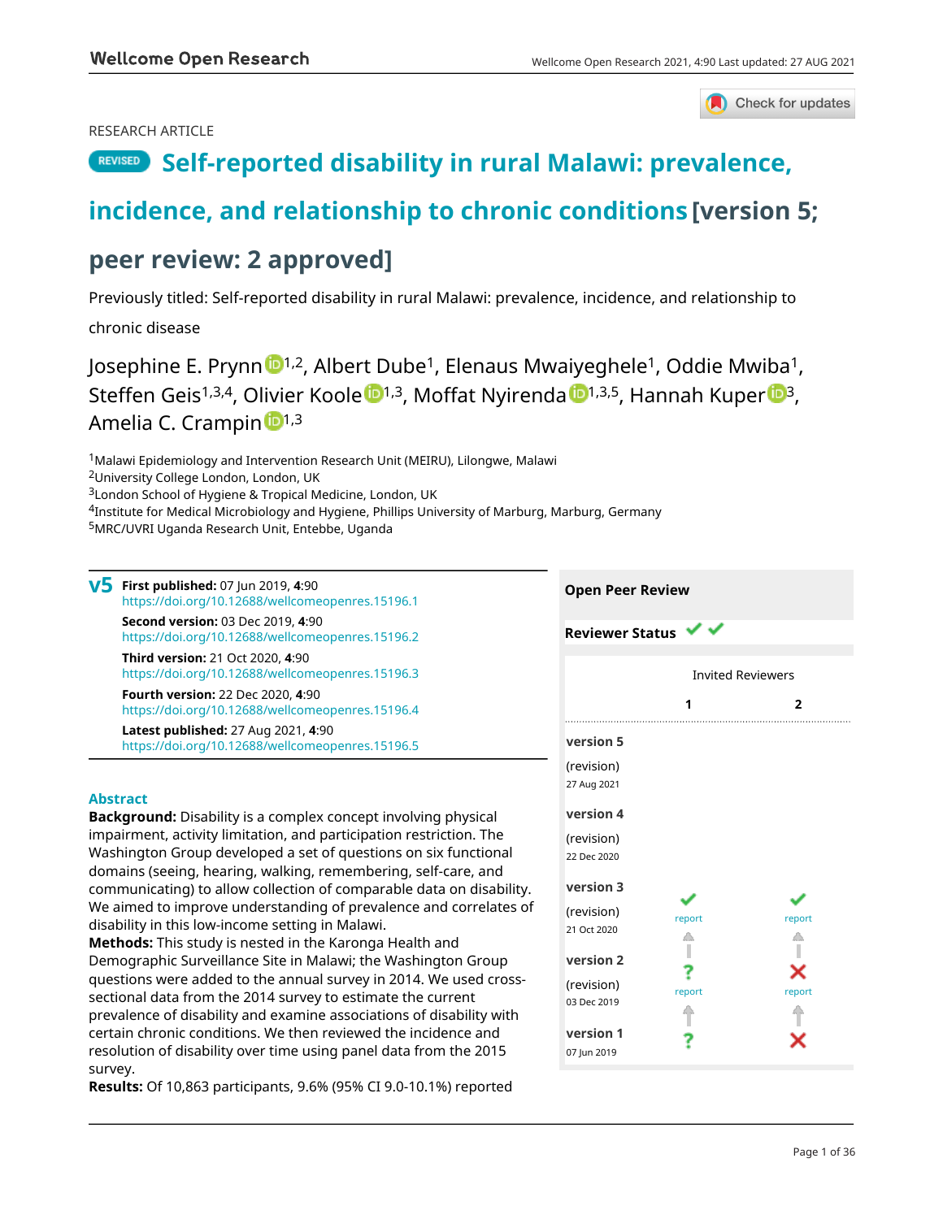RESEARCH ARTICLE

# REVISED Self-reported disability in rural Malawi: prevalence, incidence, and relationship to chronic conditions [version 5; peer review: 2 approved]

Previously titled: Self-reported disability in rural Malawi: prevalence, incidence, and relationship to chronic disease

Josephine E. Prynn[1,2], Albert Dube[1], Elenaus Mwaiyeghele[1], Oddie Mwiba[1], Steffen Geis[1,3,4], Olivier Koole[1,3], Moffat Nyirenda[1,3,5], Hannah Kuper[3], Amelia C. Crampin[1,3]

[1]Malawi Epidemiology and Intervention Research Unit (MEIRU), Lilongwe, Malawi
[2]University College London, London, UK
[3]London School of Hygiene & Tropical Medicine, London, UK
[4]Institute for Medical Microbiology and Hygiene, Phillips University of Marburg, Marburg, Germany
[5]MRC/UVRI Uganda Research Unit, Entebbe, Uganda

**v5** **First published:** 07 Jun 2019, **4**:90
https://doi.org/10.12688/wellcomeopenres.15196.1

**Second version:** 03 Dec 2019, **4**:90
https://doi.org/10.12688/wellcomeopenres.15196.2

**Third version:** 21 Oct 2020, **4**:90
https://doi.org/10.12688/wellcomeopenres.15196.3

**Fourth version:** 22 Dec 2020, **4**:90
https://doi.org/10.12688/wellcomeopenres.15196.4

**Latest published:** 27 Aug 2021, **4**:90
https://doi.org/10.12688/wellcomeopenres.15196.5

## Abstract

**Background:** Disability is a complex concept involving physical impairment, activity limitation, and participation restriction. The Washington Group developed a set of questions on six functional domains (seeing, hearing, walking, remembering, self-care, and communicating) to allow collection of comparable data on disability. We aimed to improve understanding of prevalence and correlates of disability in this low-income setting in Malawi.

**Methods:** This study is nested in the Karonga Health and Demographic Surveillance Site in Malawi; the Washington Group questions were added to the annual survey in 2014. We used cross-sectional data from the 2014 survey to estimate the current prevalence of disability and examine associations of disability with certain chronic conditions. We then reviewed the incidence and resolution of disability over time using panel data from the 2015 survey.

**Results:** Of 10,863 participants, 9.6% (95% CI 9.0-10.1%) reported

**Open Peer Review**

**Reviewer Status** ✔ ✔

| | Invited Reviewers 1 | 2 |
|---|---|---|
| **version 5** (revision) 27 Aug 2021 | | |
| **version 4** (revision) 22 Dec 2020 | | |
| **version 3** (revision) 21 Oct 2020 | ✔ report | ✔ report |
| **version 2** (revision) 03 Dec 2019 | ? report | ✘ report |
| **version 1** 07 Jun 2019 | ? | ✘ |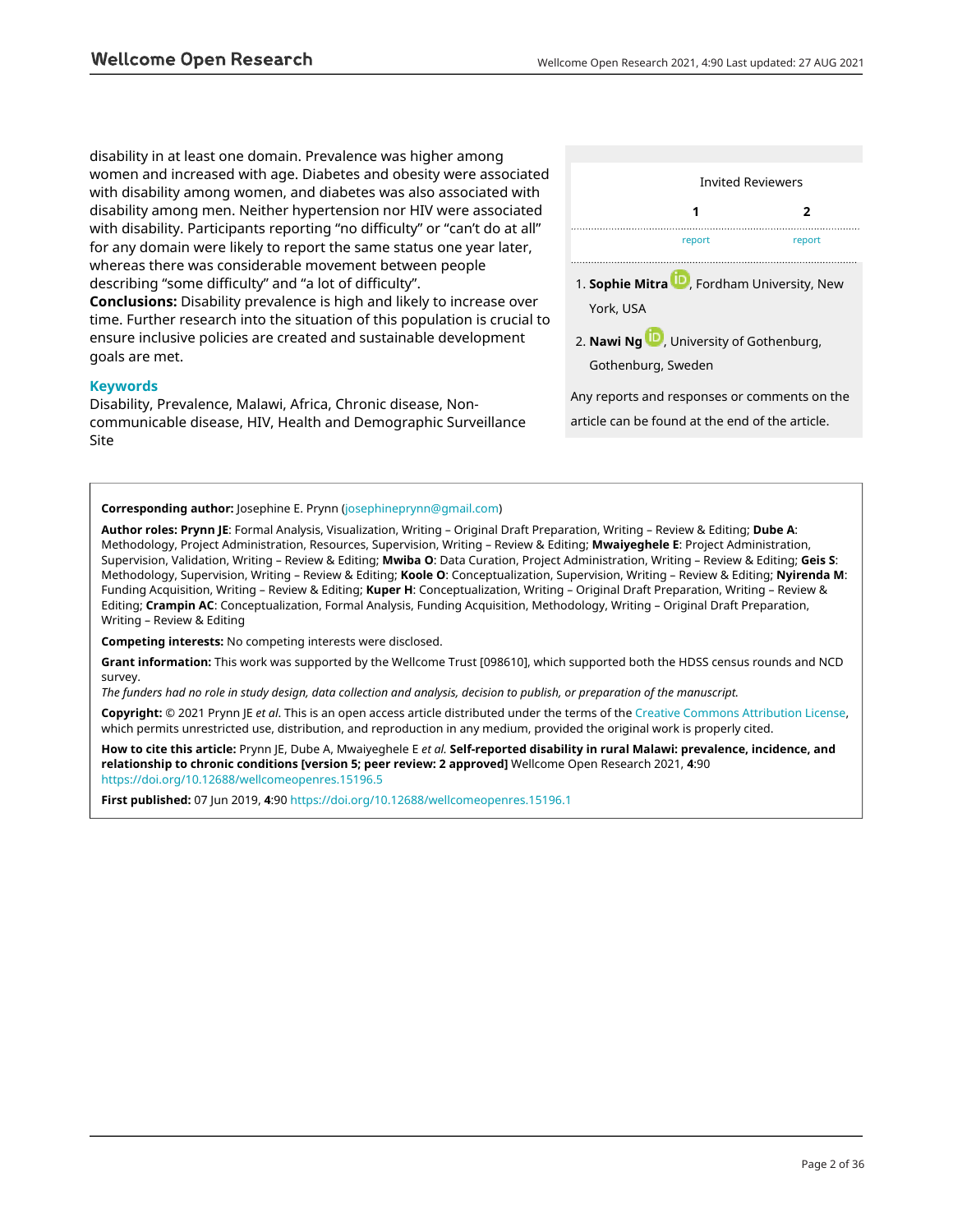disability in at least one domain. Prevalence was higher among women and increased with age. Diabetes and obesity were associated with disability among women, and diabetes was also associated with disability among men. Neither hypertension nor HIV were associated with disability. Participants reporting "no difficulty" or "can't do at all" for any domain were likely to report the same status one year later, whereas there was considerable movement between people describing "some difficulty" and "a lot of difficulty".

**Conclusions:** Disability prevalence is high and likely to increase over time. Further research into the situation of this population is crucial to ensure inclusive policies are created and sustainable development goals are met.

### Keywords

Disability, Prevalence, Malawi, Africa, Chronic disease, Non-communicable disease, HIV, Health and Demographic Surveillance Site

Invited Reviewers

| 1 | 2 |
|---|---|
| report | report |

1. **Sophie Mitra**, Fordham University, New York, USA
2. **Nawi Ng**, University of Gothenburg, Gothenburg, Sweden

Any reports and responses or comments on the article can be found at the end of the article.

---

**Corresponding author:** Josephine E. Prynn (josephineprynn@gmail.com)

**Author roles: Prynn JE**: Formal Analysis, Visualization, Writing – Original Draft Preparation, Writing – Review & Editing; **Dube A**: Methodology, Project Administration, Resources, Supervision, Writing – Review & Editing; **Mwaiyeghele E**: Project Administration, Supervision, Validation, Writing – Review & Editing; **Mwiba O**: Data Curation, Project Administration, Writing – Review & Editing; **Geis S**: Methodology, Supervision, Writing – Review & Editing; **Koole O**: Conceptualization, Supervision, Writing – Review & Editing; **Nyirenda M**: Funding Acquisition, Writing – Review & Editing; **Kuper H**: Conceptualization, Writing – Original Draft Preparation, Writing – Review & Editing; **Crampin AC**: Conceptualization, Formal Analysis, Funding Acquisition, Methodology, Writing – Original Draft Preparation, Writing – Review & Editing

**Competing interests:** No competing interests were disclosed.

**Grant information:** This work was supported by the Wellcome Trust [098610], which supported both the HDSS census rounds and NCD survey.

*The funders had no role in study design, data collection and analysis, decision to publish, or preparation of the manuscript.*

**Copyright:** © 2021 Prynn JE *et al*. This is an open access article distributed under the terms of the Creative Commons Attribution License, which permits unrestricted use, distribution, and reproduction in any medium, provided the original work is properly cited.

**How to cite this article:** Prynn JE, Dube A, Mwaiyeghele E *et al.* **Self-reported disability in rural Malawi: prevalence, incidence, and relationship to chronic conditions [version 5; peer review: 2 approved]** Wellcome Open Research 2021, **4**:90 https://doi.org/10.12688/wellcomeopenres.15196.5

**First published:** 07 Jun 2019, **4**:90 https://doi.org/10.12688/wellcomeopenres.15196.1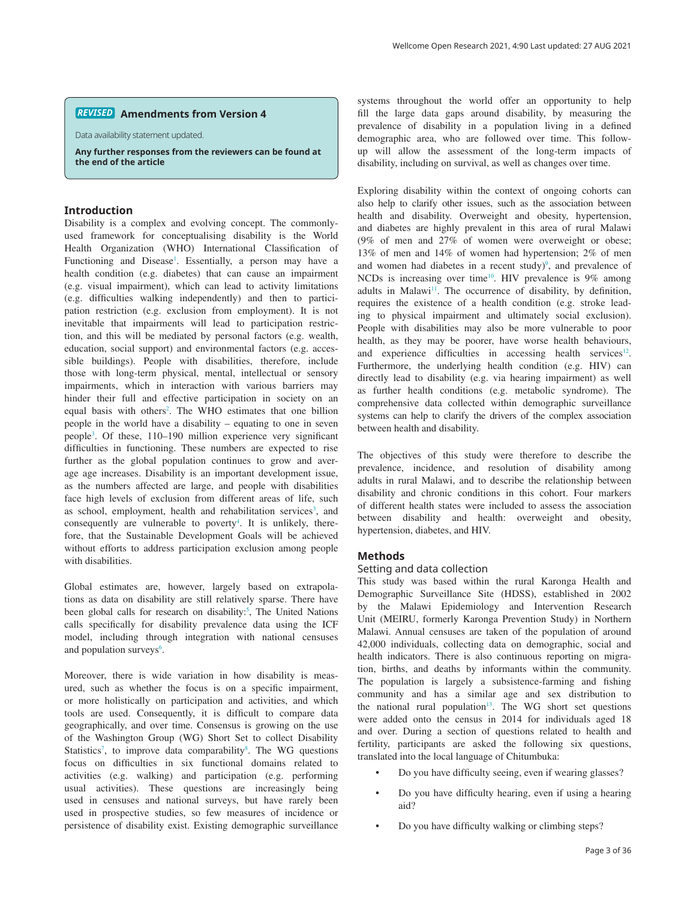**REVISED** **Amendments from Version 4**

Data availability statement updated.

**Any further responses from the reviewers can be found at the end of the article**

## Introduction

Disability is a complex and evolving concept. The commonly-used framework for conceptualising disability is the World Health Organization (WHO) International Classification of Functioning and Disease[1]. Essentially, a person may have a health condition (e.g. diabetes) that can cause an impairment (e.g. visual impairment), which can lead to activity limitations (e.g. difficulties walking independently) and then to participation restriction (e.g. exclusion from employment). It is not inevitable that impairments will lead to participation restriction, and this will be mediated by personal factors (e.g. wealth, education, social support) and environmental factors (e.g. accessible buildings). People with disabilities, therefore, include those with long-term physical, mental, intellectual or sensory impairments, which in interaction with various barriers may hinder their full and effective participation in society on an equal basis with others[2]. The WHO estimates that one billion people in the world have a disability – equating to one in seven people[3]. Of these, 110–190 million experience very significant difficulties in functioning. These numbers are expected to rise further as the global population continues to grow and average age increases. Disability is an important development issue, as the numbers affected are large, and people with disabilities face high levels of exclusion from different areas of life, such as school, employment, health and rehabilitation services[3], and consequently are vulnerable to poverty[4]. It is unlikely, therefore, that the Sustainable Development Goals will be achieved without efforts to address participation exclusion among people with disabilities.

Global estimates are, however, largely based on extrapolations as data on disability are still relatively sparse. There have been global calls for research on disability:[5], The United Nations calls specifically for disability prevalence data using the ICF model, including through integration with national censuses and population surveys[6].

Moreover, there is wide variation in how disability is measured, such as whether the focus is on a specific impairment, or more holistically on participation and activities, and which tools are used. Consequently, it is difficult to compare data geographically, and over time. Consensus is growing on the use of the Washington Group (WG) Short Set to collect Disability Statistics[7], to improve data comparability[8]. The WG questions focus on difficulties in six functional domains related to activities (e.g. walking) and participation (e.g. performing usual activities). These questions are increasingly being used in censuses and national surveys, but have rarely been used in prospective studies, so few measures of incidence or persistence of disability exist. Existing demographic surveillance systems throughout the world offer an opportunity to help fill the large data gaps around disability, by measuring the prevalence of disability in a population living in a defined demographic area, who are followed over time. This follow-up will allow the assessment of the long-term impacts of disability, including on survival, as well as changes over time.

Exploring disability within the context of ongoing cohorts can also help to clarify other issues, such as the association between health and disability. Overweight and obesity, hypertension, and diabetes are highly prevalent in this area of rural Malawi (9% of men and 27% of women were overweight or obese; 13% of men and 14% of women had hypertension; 2% of men and women had diabetes in a recent study)[9], and prevalence of NCDs is increasing over time[10]. HIV prevalence is 9% among adults in Malawi[11]. The occurrence of disability, by definition, requires the existence of a health condition (e.g. stroke leading to physical impairment and ultimately social exclusion). People with disabilities may also be more vulnerable to poor health, as they may be poorer, have worse health behaviours, and experience difficulties in accessing health services[12]. Furthermore, the underlying health condition (e.g. HIV) can directly lead to disability (e.g. via hearing impairment) as well as further health conditions (e.g. metabolic syndrome). The comprehensive data collected within demographic surveillance systems can help to clarify the drivers of the complex association between health and disability.

The objectives of this study were therefore to describe the prevalence, incidence, and resolution of disability among adults in rural Malawi, and to describe the relationship between disability and chronic conditions in this cohort. Four markers of different health states were included to assess the association between disability and health: overweight and obesity, hypertension, diabetes, and HIV.

## Methods

### Setting and data collection

This study was based within the rural Karonga Health and Demographic Surveillance Site (HDSS), established in 2002 by the Malawi Epidemiology and Intervention Research Unit (MEIRU, formerly Karonga Prevention Study) in Northern Malawi. Annual censuses are taken of the population of around 42,000 individuals, collecting data on demographic, social and health indicators. There is also continuous reporting on migration, births, and deaths by informants within the community. The population is largely a subsistence-farming and fishing community and has a similar age and sex distribution to the national rural population[13]. The WG short set questions were added onto the census in 2014 for individuals aged 18 and over. During a section of questions related to health and fertility, participants are asked the following six questions, translated into the local language of Chitumbuka:

- Do you have difficulty seeing, even if wearing glasses?
- Do you have difficulty hearing, even if using a hearing aid?
- Do you have difficulty walking or climbing steps?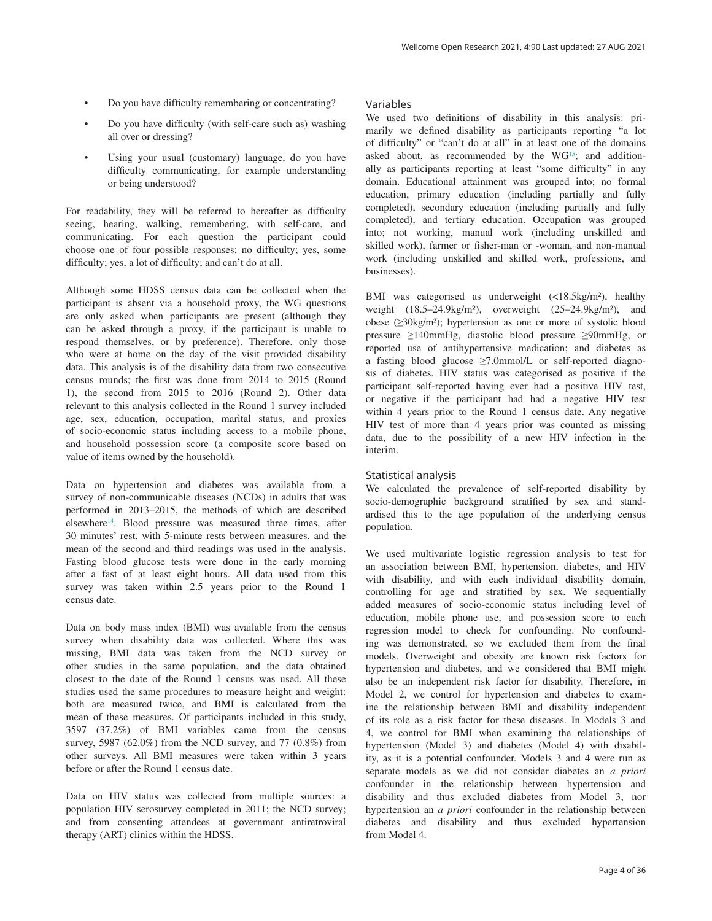- Do you have difficulty remembering or concentrating?
- Do you have difficulty (with self-care such as) washing all over or dressing?
- Using your usual (customary) language, do you have difficulty communicating, for example understanding or being understood?

For readability, they will be referred to hereafter as difficulty seeing, hearing, walking, remembering, with self-care, and communicating. For each question the participant could choose one of four possible responses: no difficulty; yes, some difficulty; yes, a lot of difficulty; and can't do at all.

Although some HDSS census data can be collected when the participant is absent via a household proxy, the WG questions are only asked when participants are present (although they can be asked through a proxy, if the participant is unable to respond themselves, or by preference). Therefore, only those who were at home on the day of the visit provided disability data. This analysis is of the disability data from two consecutive census rounds; the first was done from 2014 to 2015 (Round 1), the second from 2015 to 2016 (Round 2). Other data relevant to this analysis collected in the Round 1 survey included age, sex, education, occupation, marital status, and proxies of socio-economic status including access to a mobile phone, and household possession score (a composite score based on value of items owned by the household).

Data on hypertension and diabetes was available from a survey of non-communicable diseases (NCDs) in adults that was performed in 2013–2015, the methods of which are described elsewhere[14]. Blood pressure was measured three times, after 30 minutes' rest, with 5-minute rests between measures, and the mean of the second and third readings was used in the analysis. Fasting blood glucose tests were done in the early morning after a fast of at least eight hours. All data used from this survey was taken within 2.5 years prior to the Round 1 census date.

Data on body mass index (BMI) was available from the census survey when disability data was collected. Where this was missing, BMI data was taken from the NCD survey or other studies in the same population, and the data obtained closest to the date of the Round 1 census was used. All these studies used the same procedures to measure height and weight: both are measured twice, and BMI is calculated from the mean of these measures. Of participants included in this study, 3597 (37.2%) of BMI variables came from the census survey, 5987 (62.0%) from the NCD survey, and 77 (0.8%) from other surveys. All BMI measures were taken within 3 years before or after the Round 1 census date.

Data on HIV status was collected from multiple sources: a population HIV serosurvey completed in 2011; the NCD survey; and from consenting attendees at government antiretroviral therapy (ART) clinics within the HDSS.

### Variables

We used two definitions of disability in this analysis: primarily we defined disability as participants reporting "a lot of difficulty" or "can't do at all" in at least one of the domains asked about, as recommended by the WG[15]; and additionally as participants reporting at least "some difficulty" in any domain. Educational attainment was grouped into; no formal education, primary education (including partially and fully completed), secondary education (including partially and fully completed), and tertiary education. Occupation was grouped into; not working, manual work (including unskilled and skilled work), farmer or fisher-man or -woman, and non-manual work (including unskilled and skilled work, professions, and businesses).

BMI was categorised as underweight (<18.5kg/m²), healthy weight (18.5–24.9kg/m²), overweight (25–24.9kg/m²), and obese (≥30kg/m²); hypertension as one or more of systolic blood pressure ≥140mmHg, diastolic blood pressure ≥90mmHg, or reported use of antihypertensive medication; and diabetes as a fasting blood glucose ≥7.0mmol/L or self-reported diagnosis of diabetes. HIV status was categorised as positive if the participant self-reported having ever had a positive HIV test, or negative if the participant had had a negative HIV test within 4 years prior to the Round 1 census date. Any negative HIV test of more than 4 years prior was counted as missing data, due to the possibility of a new HIV infection in the interim.

### Statistical analysis

We calculated the prevalence of self-reported disability by socio-demographic background stratified by sex and standardised this to the age population of the underlying census population.

We used multivariate logistic regression analysis to test for an association between BMI, hypertension, diabetes, and HIV with disability, and with each individual disability domain, controlling for age and stratified by sex. We sequentially added measures of socio-economic status including level of education, mobile phone use, and possession score to each regression model to check for confounding. No confounding was demonstrated, so we excluded them from the final models. Overweight and obesity are known risk factors for hypertension and diabetes, and we considered that BMI might also be an independent risk factor for disability. Therefore, in Model 2, we control for hypertension and diabetes to examine the relationship between BMI and disability independent of its role as a risk factor for these diseases. In Models 3 and 4, we control for BMI when examining the relationships of hypertension (Model 3) and diabetes (Model 4) with disability, as it is a potential confounder. Models 3 and 4 were run as separate models as we did not consider diabetes an *a priori* confounder in the relationship between hypertension and disability and thus excluded diabetes from Model 3, nor hypertension an *a priori* confounder in the relationship between diabetes and disability and thus excluded hypertension from Model 4.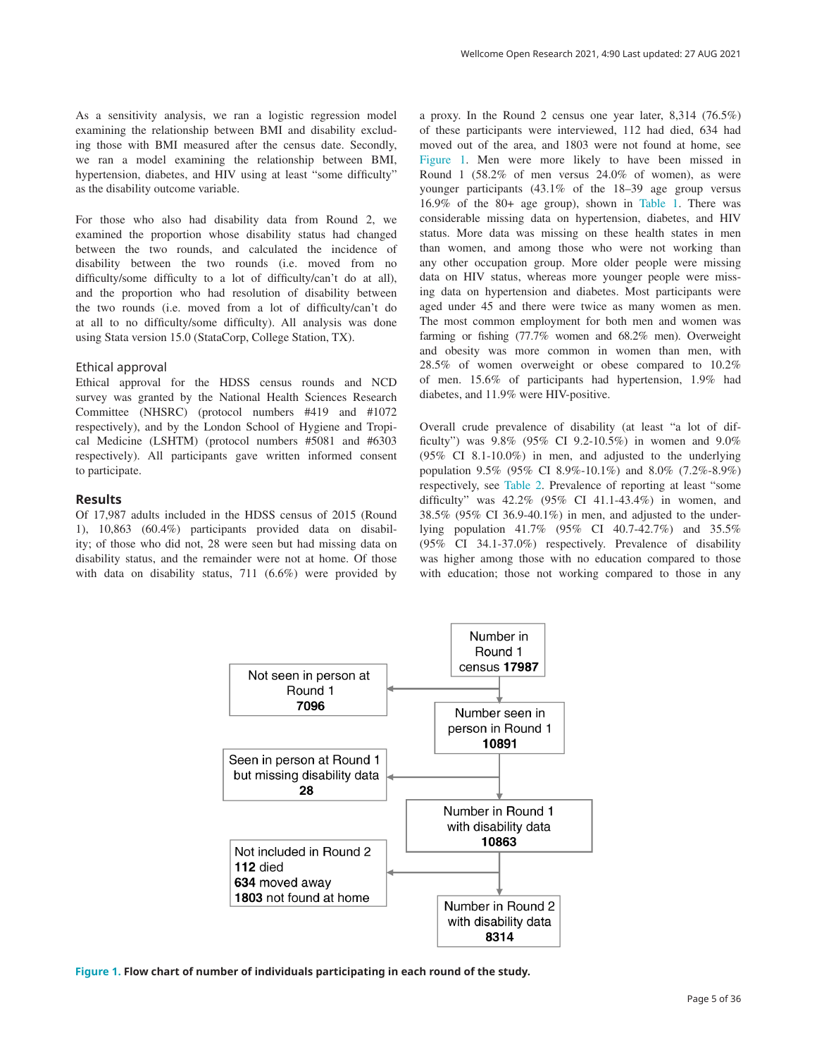As a sensitivity analysis, we ran a logistic regression model examining the relationship between BMI and disability excluding those with BMI measured after the census date. Secondly, we ran a model examining the relationship between BMI, hypertension, diabetes, and HIV using at least "some difficulty" as the disability outcome variable.

For those who also had disability data from Round 2, we examined the proportion whose disability status had changed between the two rounds, and calculated the incidence of disability between the two rounds (i.e. moved from no difficulty/some difficulty to a lot of difficulty/can't do at all), and the proportion who had resolution of disability between the two rounds (i.e. moved from a lot of difficulty/can't do at all to no difficulty/some difficulty). All analysis was done using Stata version 15.0 (StataCorp, College Station, TX).

### Ethical approval

Ethical approval for the HDSS census rounds and NCD survey was granted by the National Health Sciences Research Committee (NHSRC) (protocol numbers #419 and #1072 respectively), and by the London School of Hygiene and Tropical Medicine (LSHTM) (protocol numbers #5081 and #6303 respectively). All participants gave written informed consent to participate.

## Results

Of 17,987 adults included in the HDSS census of 2015 (Round 1), 10,863 (60.4%) participants provided data on disability; of those who did not, 28 were seen but had missing data on disability status, and the remainder were not at home. Of those with data on disability status, 711 (6.6%) were provided by a proxy. In the Round 2 census one year later, 8,314 (76.5%) of these participants were interviewed, 112 had died, 634 had moved out of the area, and 1803 were not found at home, see Figure 1. Men were more likely to have been missed in Round 1 (58.2% of men versus 24.0% of women), as were younger participants (43.1% of the 18–39 age group versus 16.9% of the 80+ age group), shown in Table 1. There was considerable missing data on hypertension, diabetes, and HIV status. More data was missing on these health states in men than women, and among those who were not working than any other occupation group. More older people were missing data on HIV status, whereas more younger people were missing data on hypertension and diabetes. Most participants were aged under 45 and there were twice as many women as men. The most common employment for both men and women was farming or fishing (77.7% women and 68.2% men). Overweight and obesity was more common in women than men, with 28.5% of women overweight or obese compared to 10.2% of men. 15.6% of participants had hypertension, 1.9% had diabetes, and 11.9% were HIV-positive.

Overall crude prevalence of disability (at least "a lot of difficulty") was 9.8% (95% CI 9.2-10.5%) in women and 9.0% (95% CI 8.1-10.0%) in men, and adjusted to the underlying population 9.5% (95% CI 8.9%-10.1%) and 8.0% (7.2%-8.9%) respectively, see Table 2. Prevalence of reporting at least "some difficulty" was 42.2% (95% CI 41.1-43.4%) in women, and 38.5% (95% CI 36.9-40.1%) in men, and adjusted to the underlying population 41.7% (95% CI 40.7-42.7%) and 35.5% (95% CI 34.1-37.0%) respectively. Prevalence of disability was higher among those with no education compared to those with education; those not working compared to those in any

Number in Round 1 census **17987**
→ Not seen in person at Round 1 **7096**
Number seen in person in Round 1 **10891**
→ Seen in person at Round 1 but missing disability data **28**
Number in Round 1 with disability data **10863**
→ Not included in Round 2: **112** died, **634** moved away, **1803** not found at home
Number in Round 2 with disability data **8314**

**Figure 1. Flow chart of number of individuals participating in each round of the study.**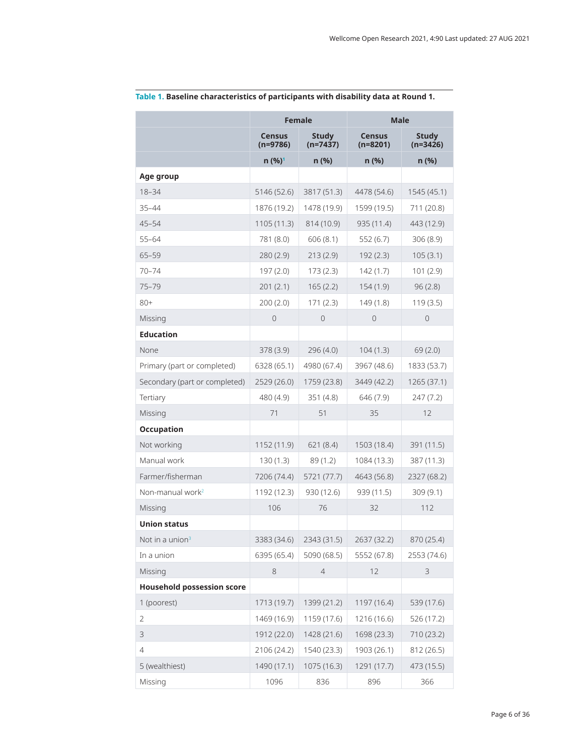**Table 1. Baseline characteristics of participants with disability data at Round 1.**

| | Female | | Male | |
|---|---|---|---|---|
| | Census (n=9786) | Study (n=7437) | Census (n=8201) | Study (n=3426) |
| | n (%)[1] | n (%) | n (%) | n (%) |
| **Age group** | | | | |
| 18–34 | 5146 (52.6) | 3817 (51.3) | 4478 (54.6) | 1545 (45.1) |
| 35–44 | 1876 (19.2) | 1478 (19.9) | 1599 (19.5) | 711 (20.8) |
| 45–54 | 1105 (11.3) | 814 (10.9) | 935 (11.4) | 443 (12.9) |
| 55–64 | 781 (8.0) | 606 (8.1) | 552 (6.7) | 306 (8.9) |
| 65–59 | 280 (2.9) | 213 (2.9) | 192 (2.3) | 105 (3.1) |
| 70–74 | 197 (2.0) | 173 (2.3) | 142 (1.7) | 101 (2.9) |
| 75–79 | 201 (2.1) | 165 (2.2) | 154 (1.9) | 96 (2.8) |
| 80+ | 200 (2.0) | 171 (2.3) | 149 (1.8) | 119 (3.5) |
| Missing | 0 | 0 | 0 | 0 |
| **Education** | | | | |
| None | 378 (3.9) | 296 (4.0) | 104 (1.3) | 69 (2.0) |
| Primary (part or completed) | 6328 (65.1) | 4980 (67.4) | 3967 (48.6) | 1833 (53.7) |
| Secondary (part or completed) | 2529 (26.0) | 1759 (23.8) | 3449 (42.2) | 1265 (37.1) |
| Tertiary | 480 (4.9) | 351 (4.8) | 646 (7.9) | 247 (7.2) |
| Missing | 71 | 51 | 35 | 12 |
| **Occupation** | | | | |
| Not working | 1152 (11.9) | 621 (8.4) | 1503 (18.4) | 391 (11.5) |
| Manual work | 130 (1.3) | 89 (1.2) | 1084 (13.3) | 387 (11.3) |
| Farmer/fisherman | 7206 (74.4) | 5721 (77.7) | 4643 (56.8) | 2327 (68.2) |
| Non-manual work[2] | 1192 (12.3) | 930 (12.6) | 939 (11.5) | 309 (9.1) |
| Missing | 106 | 76 | 32 | 112 |
| **Union status** | | | | |
| Not in a union[3] | 3383 (34.6) | 2343 (31.5) | 2637 (32.2) | 870 (25.4) |
| In a union | 6395 (65.4) | 5090 (68.5) | 5552 (67.8) | 2553 (74.6) |
| Missing | 8 | 4 | 12 | 3 |
| **Household possession score** | | | | |
| 1 (poorest) | 1713 (19.7) | 1399 (21.2) | 1197 (16.4) | 539 (17.6) |
| 2 | 1469 (16.9) | 1159 (17.6) | 1216 (16.6) | 526 (17.2) |
| 3 | 1912 (22.0) | 1428 (21.6) | 1698 (23.3) | 710 (23.2) |
| 4 | 2106 (24.2) | 1540 (23.3) | 1903 (26.1) | 812 (26.5) |
| 5 (wealthiest) | 1490 (17.1) | 1075 (16.3) | 1291 (17.7) | 473 (15.5) |
| Missing | 1096 | 836 | 896 | 366 |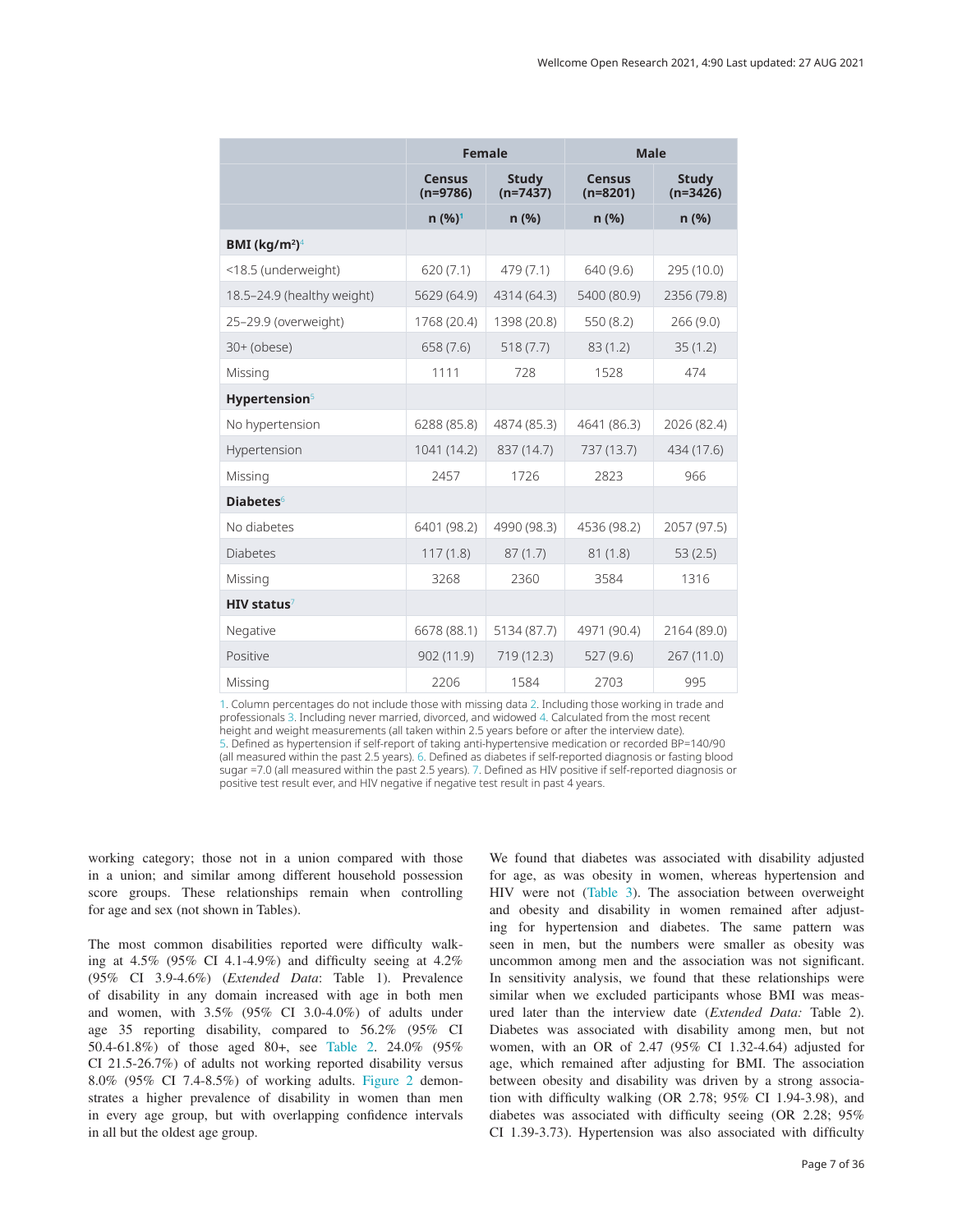| | Female | | Male | |
|---|---|---|---|---|
| | Census (n=9786) | Study (n=7437) | Census (n=8201) | Study (n=3426) |
| | n (%)[1] | n (%) | n (%) | n (%) |
| **BMI (kg/m²)**[4] | | | | |
| <18.5 (underweight) | 620 (7.1) | 479 (7.1) | 640 (9.6) | 295 (10.0) |
| 18.5–24.9 (healthy weight) | 5629 (64.9) | 4314 (64.3) | 5400 (80.9) | 2356 (79.8) |
| 25–29.9 (overweight) | 1768 (20.4) | 1398 (20.8) | 550 (8.2) | 266 (9.0) |
| 30+ (obese) | 658 (7.6) | 518 (7.7) | 83 (1.2) | 35 (1.2) |
| Missing | 1111 | 728 | 1528 | 474 |
| **Hypertension**[5] | | | | |
| No hypertension | 6288 (85.8) | 4874 (85.3) | 4641 (86.3) | 2026 (82.4) |
| Hypertension | 1041 (14.2) | 837 (14.7) | 737 (13.7) | 434 (17.6) |
| Missing | 2457 | 1726 | 2823 | 966 |
| **Diabetes**[6] | | | | |
| No diabetes | 6401 (98.2) | 4990 (98.3) | 4536 (98.2) | 2057 (97.5) |
| Diabetes | 117 (1.8) | 87 (1.7) | 81 (1.8) | 53 (2.5) |
| Missing | 3268 | 2360 | 3584 | 1316 |
| **HIV status**[7] | | | | |
| Negative | 6678 (88.1) | 5134 (87.7) | 4971 (90.4) | 2164 (89.0) |
| Positive | 902 (11.9) | 719 (12.3) | 527 (9.6) | 267 (11.0) |
| Missing | 2206 | 1584 | 2703 | 995 |

1. Column percentages do not include those with missing data 2. Including those working in trade and professionals 3. Including never married, divorced, and widowed 4. Calculated from the most recent height and weight measurements (all taken within 2.5 years before or after the interview date). 5. Defined as hypertension if self-report of taking anti-hypertensive medication or recorded BP=140/90 (all measured within the past 2.5 years). 6. Defined as diabetes if self-reported diagnosis or fasting blood sugar =7.0 (all measured within the past 2.5 years). 7. Defined as HIV positive if self-reported diagnosis or positive test result ever, and HIV negative if negative test result in past 4 years.

working category; those not in a union compared with those in a union; and similar among different household possession score groups. These relationships remain when controlling for age and sex (not shown in Tables).

The most common disabilities reported were difficulty walking at 4.5% (95% CI 4.1-4.9%) and difficulty seeing at 4.2% (95% CI 3.9-4.6%) (*Extended Data*: Table 1). Prevalence of disability in any domain increased with age in both men and women, with 3.5% (95% CI 3.0-4.0%) of adults under age 35 reporting disability, compared to 56.2% (95% CI 50.4-61.8%) of those aged 80+, see Table 2. 24.0% (95% CI 21.5-26.7%) of adults not working reported disability versus 8.0% (95% CI 7.4-8.5%) of working adults. Figure 2 demonstrates a higher prevalence of disability in women than men in every age group, but with overlapping confidence intervals in all but the oldest age group.

We found that diabetes was associated with disability adjusted for age, as was obesity in women, whereas hypertension and HIV were not (Table 3). The association between overweight and obesity and disability in women remained after adjusting for hypertension and diabetes. The same pattern was seen in men, but the numbers were smaller as obesity was uncommon among men and the association was not significant. In sensitivity analysis, we found that these relationships were similar when we excluded participants whose BMI was measured later than the interview date (*Extended Data:* Table 2). Diabetes was associated with disability among men, but not women, with an OR of 2.47 (95% CI 1.32-4.64) adjusted for age, which remained after adjusting for BMI. The association between obesity and disability was driven by a strong association with difficulty walking (OR 2.78; 95% CI 1.94-3.98), and diabetes was associated with difficulty seeing (OR 2.28; 95% CI 1.39-3.73). Hypertension was also associated with difficulty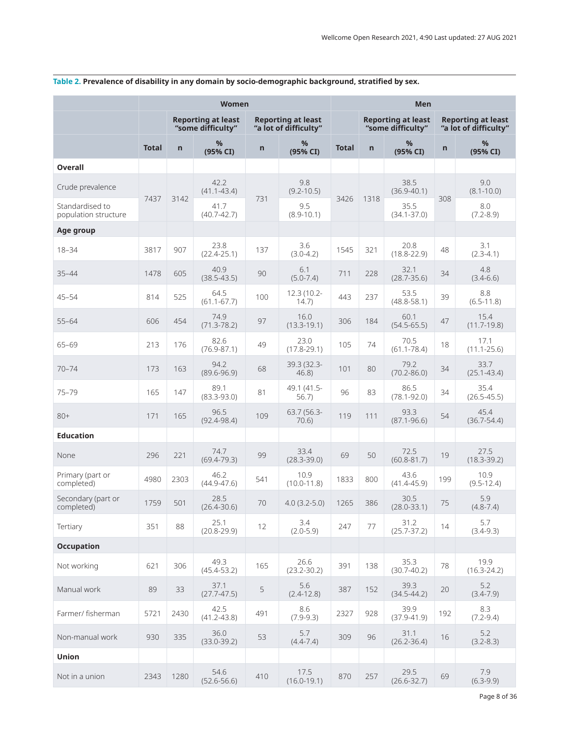**Table 2. Prevalence of disability in any domain by socio-demographic background, stratified by sex.**

| | Women | | | | | Men | | | | |
|---|---|---|---|---|---|---|---|---|---|---|
| | | Reporting at least "some difficulty" | | Reporting at least "a lot of difficulty" | | | Reporting at least "some difficulty" | | Reporting at least "a lot of difficulty" | |
| | Total | n | % (95% CI) | n | % (95% CI) | Total | n | % (95% CI) | n | % (95% CI) |
| **Overall** | | | | | | | | | | |
| Crude prevalence | 7437 | 3142 | 42.2 (41.1-43.4) | 731 | 9.8 (9.2-10.5) | 3426 | 1318 | 38.5 (36.9-40.1) | 308 | 9.0 (8.1-10.0) |
| Standardised to population structure | | | 41.7 (40.7-42.7) | | 9.5 (8.9-10.1) | | | 35.5 (34.1-37.0) | | 8.0 (7.2-8.9) |
| **Age group** | | | | | | | | | | |
| 18–34 | 3817 | 907 | 23.8 (22.4-25.1) | 137 | 3.6 (3.0-4.2) | 1545 | 321 | 20.8 (18.8-22.9) | 48 | 3.1 (2.3-4.1) |
| 35–44 | 1478 | 605 | 40.9 (38.5-43.5) | 90 | 6.1 (5.0-7.4) | 711 | 228 | 32.1 (28.7-35.6) | 34 | 4.8 (3.4-6.6) |
| 45–54 | 814 | 525 | 64.5 (61.1-67.7) | 100 | 12.3 (10.2-14.7) | 443 | 237 | 53.5 (48.8-58.1) | 39 | 8.8 (6.5-11.8) |
| 55–64 | 606 | 454 | 74.9 (71.3-78.2) | 97 | 16.0 (13.3-19.1) | 306 | 184 | 60.1 (54.5-65.5) | 47 | 15.4 (11.7-19.8) |
| 65–69 | 213 | 176 | 82.6 (76.9-87.1) | 49 | 23.0 (17.8-29.1) | 105 | 74 | 70.5 (61.1-78.4) | 18 | 17.1 (11.1-25.6) |
| 70–74 | 173 | 163 | 94.2 (89.6-96.9) | 68 | 39.3 (32.3-46.8) | 101 | 80 | 79.2 (70.2-86.0) | 34 | 33.7 (25.1-43.4) |
| 75–79 | 165 | 147 | 89.1 (83.3-93.0) | 81 | 49.1 (41.5-56.7) | 96 | 83 | 86.5 (78.1-92.0) | 34 | 35.4 (26.5-45.5) |
| 80+ | 171 | 165 | 96.5 (92.4-98.4) | 109 | 63.7 (56.3-70.6) | 119 | 111 | 93.3 (87.1-96.6) | 54 | 45.4 (36.7-54.4) |
| **Education** | | | | | | | | | | |
| None | 296 | 221 | 74.7 (69.4-79.3) | 99 | 33.4 (28.3-39.0) | 69 | 50 | 72.5 (60.8-81.7) | 19 | 27.5 (18.3-39.2) |
| Primary (part or completed) | 4980 | 2303 | 46.2 (44.9-47.6) | 541 | 10.9 (10.0-11.8) | 1833 | 800 | 43.6 (41.4-45.9) | 199 | 10.9 (9.5-12.4) |
| Secondary (part or completed) | 1759 | 501 | 28.5 (26.4-30.6) | 70 | 4.0 (3.2-5.0) | 1265 | 386 | 30.5 (28.0-33.1) | 75 | 5.9 (4.8-7.4) |
| Tertiary | 351 | 88 | 25.1 (20.8-29.9) | 12 | 3.4 (2.0-5.9) | 247 | 77 | 31.2 (25.7-37.2) | 14 | 5.7 (3.4-9.3) |
| **Occupation** | | | | | | | | | | |
| Not working | 621 | 306 | 49.3 (45.4-53.2) | 165 | 26.6 (23.2-30.2) | 391 | 138 | 35.3 (30.7-40.2) | 78 | 19.9 (16.3-24.2) |
| Manual work | 89 | 33 | 37.1 (27.7-47.5) | 5 | 5.6 (2.4-12.8) | 387 | 152 | 39.3 (34.5-44.2) | 20 | 5.2 (3.4-7.9) |
| Farmer/ fisherman | 5721 | 2430 | 42.5 (41.2-43.8) | 491 | 8.6 (7.9-9.3) | 2327 | 928 | 39.9 (37.9-41.9) | 192 | 8.3 (7.2-9.4) |
| Non-manual work | 930 | 335 | 36.0 (33.0-39.2) | 53 | 5.7 (4.4-7.4) | 309 | 96 | 31.1 (26.2-36.4) | 16 | 5.2 (3.2-8.3) |
| **Union** | | | | | | | | | | |
| Not in a union | 2343 | 1280 | 54.6 (52.6-56.6) | 410 | 17.5 (16.0-19.1) | 870 | 257 | 29.5 (26.6-32.7) | 69 | 7.9 (6.3-9.9) |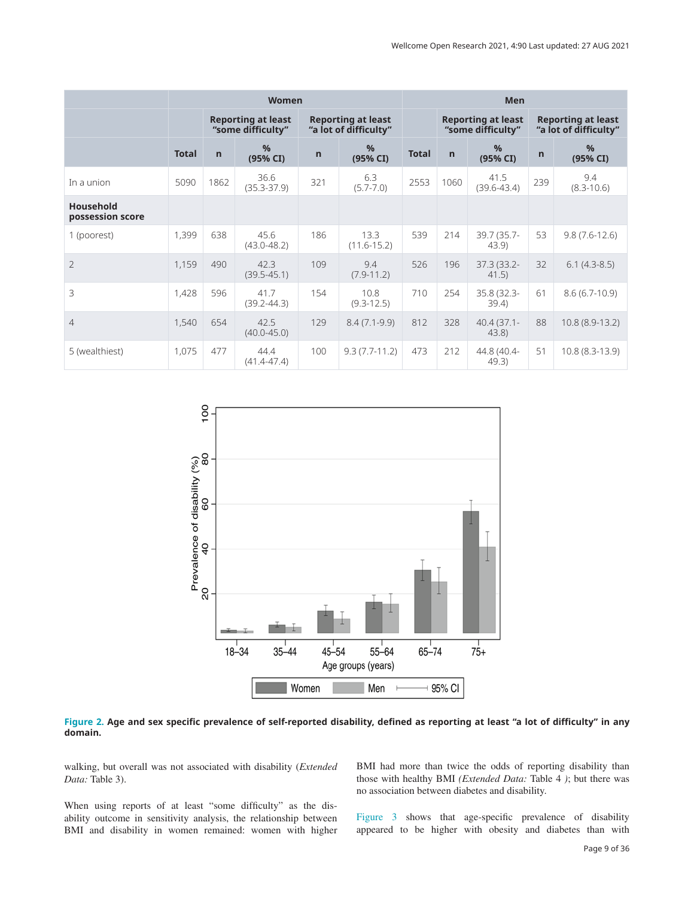| | Women | | | | | Men | | | | |
|---|---|---|---|---|---|---|---|---|---|---|
| | | Reporting at least "some difficulty" | | Reporting at least "a lot of difficulty" | | | Reporting at least "some difficulty" | | Reporting at least "a lot of difficulty" | |
| | Total | n | % (95% CI) | n | % (95% CI) | Total | n | % (95% CI) | n | % (95% CI) |
| In a union | 5090 | 1862 | 36.6 (35.3-37.9) | 321 | 6.3 (5.7-7.0) | 2553 | 1060 | 41.5 (39.6-43.4) | 239 | 9.4 (8.3-10.6) |
| **Household possession score** | | | | | | | | | | |
| 1 (poorest) | 1,399 | 638 | 45.6 (43.0-48.2) | 186 | 13.3 (11.6-15.2) | 539 | 214 | 39.7 (35.7-43.9) | 53 | 9.8 (7.6-12.6) |
| 2 | 1,159 | 490 | 42.3 (39.5-45.1) | 109 | 9.4 (7.9-11.2) | 526 | 196 | 37.3 (33.2-41.5) | 32 | 6.1 (4.3-8.5) |
| 3 | 1,428 | 596 | 41.7 (39.2-44.3) | 154 | 10.8 (9.3-12.5) | 710 | 254 | 35.8 (32.3-39.4) | 61 | 8.6 (6.7-10.9) |
| 4 | 1,540 | 654 | 42.5 (40.0-45.0) | 129 | 8.4 (7.1-9.9) | 812 | 328 | 40.4 (37.1-43.8) | 88 | 10.8 (8.9-13.2) |
| 5 (wealthiest) | 1,075 | 477 | 44.4 (41.4-47.4) | 100 | 9.3 (7.7-11.2) | 473 | 212 | 44.8 (40.4-49.3) | 51 | 10.8 (8.3-13.9) |

**Figure 2. Age and sex specific prevalence of self-reported disability, defined as reporting at least "a lot of difficulty" in any domain.**

walking, but overall was not associated with disability (*Extended Data:* Table 3).

When using reports of at least "some difficulty" as the disability outcome in sensitivity analysis, the relationship between BMI and disability in women remained: women with higher BMI had more than twice the odds of reporting disability than those with healthy BMI *(Extended Data:* Table 4 *)*; but there was no association between diabetes and disability.

Figure 3 shows that age-specific prevalence of disability appeared to be higher with obesity and diabetes than with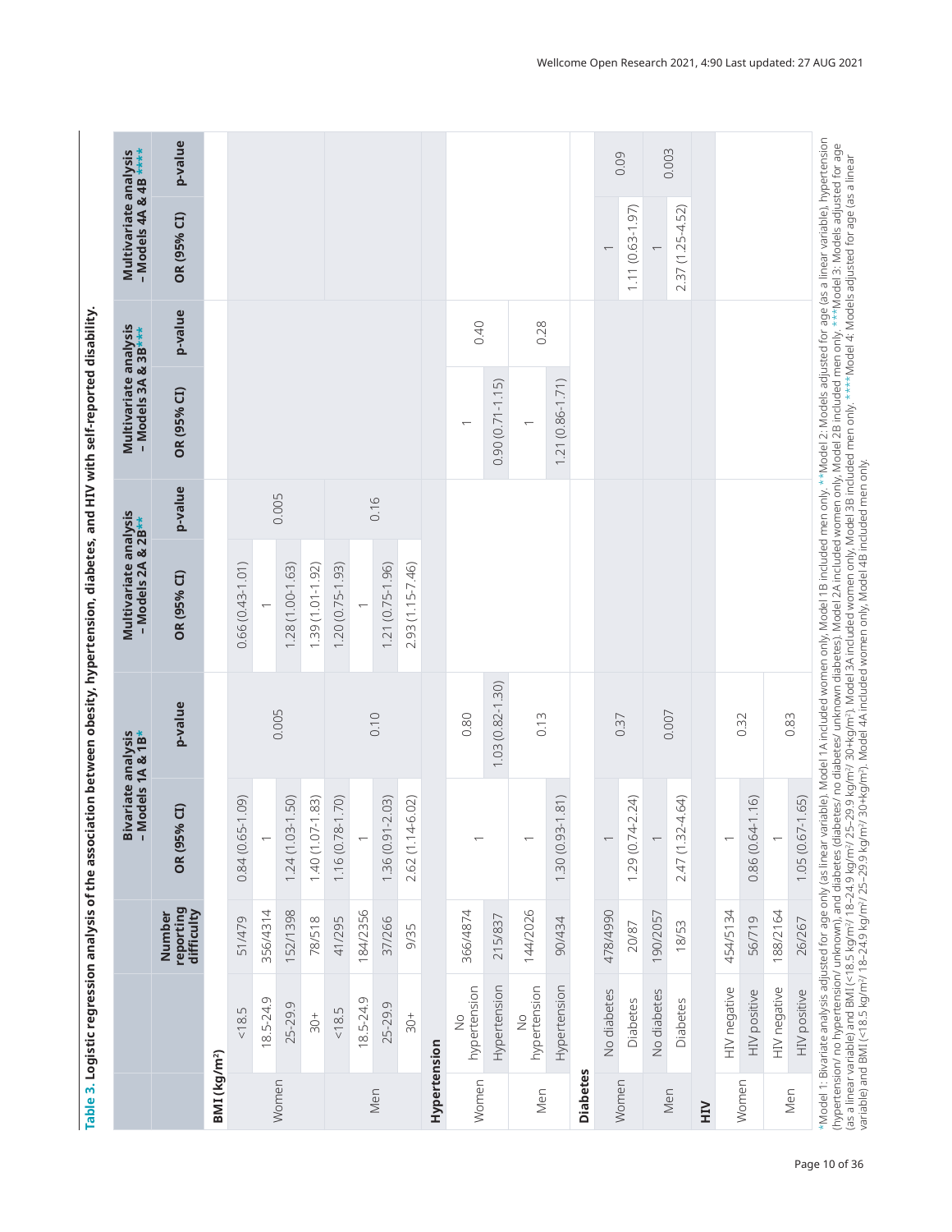**Table 3. Logistic regression analysis of the association between obesity, hypertension, diabetes, and HIV with self-reported disability.**

| | | Number reporting difficulty | Bivariate analysis - Models 1A & 1B* | | Multivariate analysis - Models 2A & 2B** | | Multivariate analysis - Models 3A & 3B*** | | Multivariate analysis - Models 4A & 4B **** | |
|---|---|---|---|---|---|---|---|---|---|---|
| | | | OR (95% CI) | p-value | OR (95% CI) | p-value | OR (95% CI) | p-value | OR (95% CI) | p-value |
| **BMI (kg/m²)** | | | | | | | | | | |
| Women | <18.5 | 51/479 | 0.84 (0.65-1.09) | 0.005 | 0.66 (0.43-1.01) | 0.005 | | | | |
| | 18.5-24.9 | 356/4314 | 1 | | 1 | | | | | |
| | 25-29.9 | 152/1398 | 1.24 (1.03-1.50) | | 1.28 (1.00-1.63) | | | | | |
| | 30+ | 78/518 | 1.40 (1.07-1.83) | | 1.39 (1.01-1.92) | | | | | |
| Men | <18.5 | 41/295 | 1.16 (0.78-1.70) | 0.10 | 1.20 (0.75-1.93) | 0.16 | | | | |
| | 18.5-24.9 | 184/2356 | 1 | | 1 | | | | | |
| | 25-29.9 | 37/266 | 1.36 (0.91-2.03) | | 1.21 (0.75-1.96) | | | | | |
| | 30+ | 9/35 | 2.62 (1.14-6.02) | | 2.93 (1.15-7.46) | | | | | |
| **Hypertension** | | | | | | | | | | |
| Women | No hypertension | 366/4874 | 1 | 0.80 | | | 1 | 0.40 | | |
| | Hypertension | 215/837 | 1.03 (0.82-1.30) | | | | 0.90 (0.71-1.15) | | | |
| Men | No hypertension | 144/2026 | 1 | 0.13 | | | 1 | 0.28 | | |
| | Hypertension | 90/434 | 1.30 (0.93-1.81) | | | | 1.21 (0.86-1.71) | | | |
| **Diabetes** | | | | | | | | | | |
| Women | No diabetes | 478/4990 | 1 | 0.37 | | | | | 1 | 0.09 |
| | Diabetes | 20/87 | 1.29 (0.74-2.24) | | | | | | 1.11 (0.63-1.97) | |
| Men | No diabetes | 190/2057 | 1 | 0.007 | | | | | 1 | 0.003 |
| | Diabetes | 18/53 | 2.47 (1.32-4.64) | | | | | | 2.37 (1.25-4.52) | |
| **HIV** | | | | | | | | | | |
| Women | HIV negative | 454/5134 | 1 | 0.32 | | | | | | |
| | HIV positive | 56/719 | 0.86 (0.64-1.16) | | | | | | | |
| Men | HIV negative | 188/2164 | 1 | 0.83 | | | | | | |
| | HIV positive | 26/267 | 1.05 (0.67-1.65) | | | | | | | |

*Model 1: Bivariate analysis adjusted for age only (as linear variable). Model 1A included women only, Model 1B included men only. **Model 2: Models adjusted for age (as a linear variable), hypertension (hypertension/ no hypertension/ unknown), and diabetes (diabetes/ no diabetes/ unknown diabetes). Model 2A included women only, Model 2B included men only. ***Model 3: Models adjusted for age (as a linear variable) and BMI (<18.5 kg/m²/ 18-24.9 kg/m²/ 25-29.9 kg/m²/ 30+kg/m²). Model 3A included women only, Model 3B included men only. ****Model 4: Models adjusted for age (as a linear variable) and BMI (<18.5 kg/m²/ 18-24.9 kg/m²/ 25-29.9 kg/m²/ 30+kg/m²). Model 4A included women only, Model 4B included men only.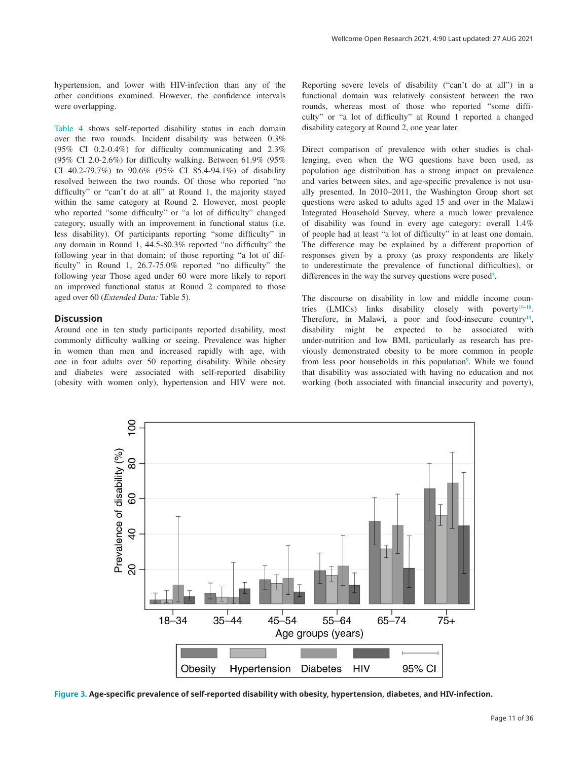hypertension, and lower with HIV-infection than any of the other conditions examined. However, the confidence intervals were overlapping.

Table 4 shows self-reported disability status in each domain over the two rounds. Incident disability was between 0.3% (95% CI 0.2-0.4%) for difficulty communicating and 2.3% (95% CI 2.0-2.6%) for difficulty walking. Between 61.9% (95% CI 40.2-79.7%) to 90.6% (95% CI 85.4-94.1%) of disability resolved between the two rounds. Of those who reported "no difficulty" or "can't do at all" at Round 1, the majority stayed within the same category at Round 2. However, most people who reported "some difficulty" or "a lot of difficulty" changed category, usually with an improvement in functional status (i.e. less disability). Of participants reporting "some difficulty" in any domain in Round 1, 44.5-80.3% reported "no difficulty" the following year in that domain; of those reporting "a lot of difficulty" in Round 1, 26.7-75.0% reported "no difficulty" the following year Those aged under 60 were more likely to report an improved functional status at Round 2 compared to those aged over 60 (*Extended Data:* Table 5).

## Discussion

Around one in ten study participants reported disability, most commonly difficulty walking or seeing. Prevalence was higher in women than men and increased rapidly with age, with one in four adults over 50 reporting disability. While obesity and diabetes were associated with self-reported disability (obesity with women only), hypertension and HIV were not. Reporting severe levels of disability ("can't do at all") in a functional domain was relatively consistent between the two rounds, whereas most of those who reported "some difficulty" or "a lot of difficulty" at Round 1 reported a changed disability category at Round 2, one year later.

Direct comparison of prevalence with other studies is challenging, even when the WG questions have been used, as population age distribution has a strong impact on prevalence and varies between sites, and age-specific prevalence is not usually presented. In 2010–2011, the Washington Group short set questions were asked to adults aged 15 and over in the Malawi Integrated Household Survey, where a much lower prevalence of disability was found in every age category: overall 1.4% of people had at least "a lot of difficulty" in at least one domain. The difference may be explained by a different proportion of responses given by a proxy (as proxy respondents are likely to underestimate the prevalence of functional difficulties), or differences in the way the survey questions were posed[5].

The discourse on disability in low and middle income countries (LMICs) links disability closely with poverty[16–18]. Therefore, in Malawi, a poor and food-insecure country[19], disability might be expected to be associated with under-nutrition and low BMI, particularly as research has previously demonstrated obesity to be more common in people from less poor households in this population[9]. While we found that disability was associated with having no education and not working (both associated with financial insecurity and poverty),

**Figure 3. Age-specific prevalence of self-reported disability with obesity, hypertension, diabetes, and HIV-infection.**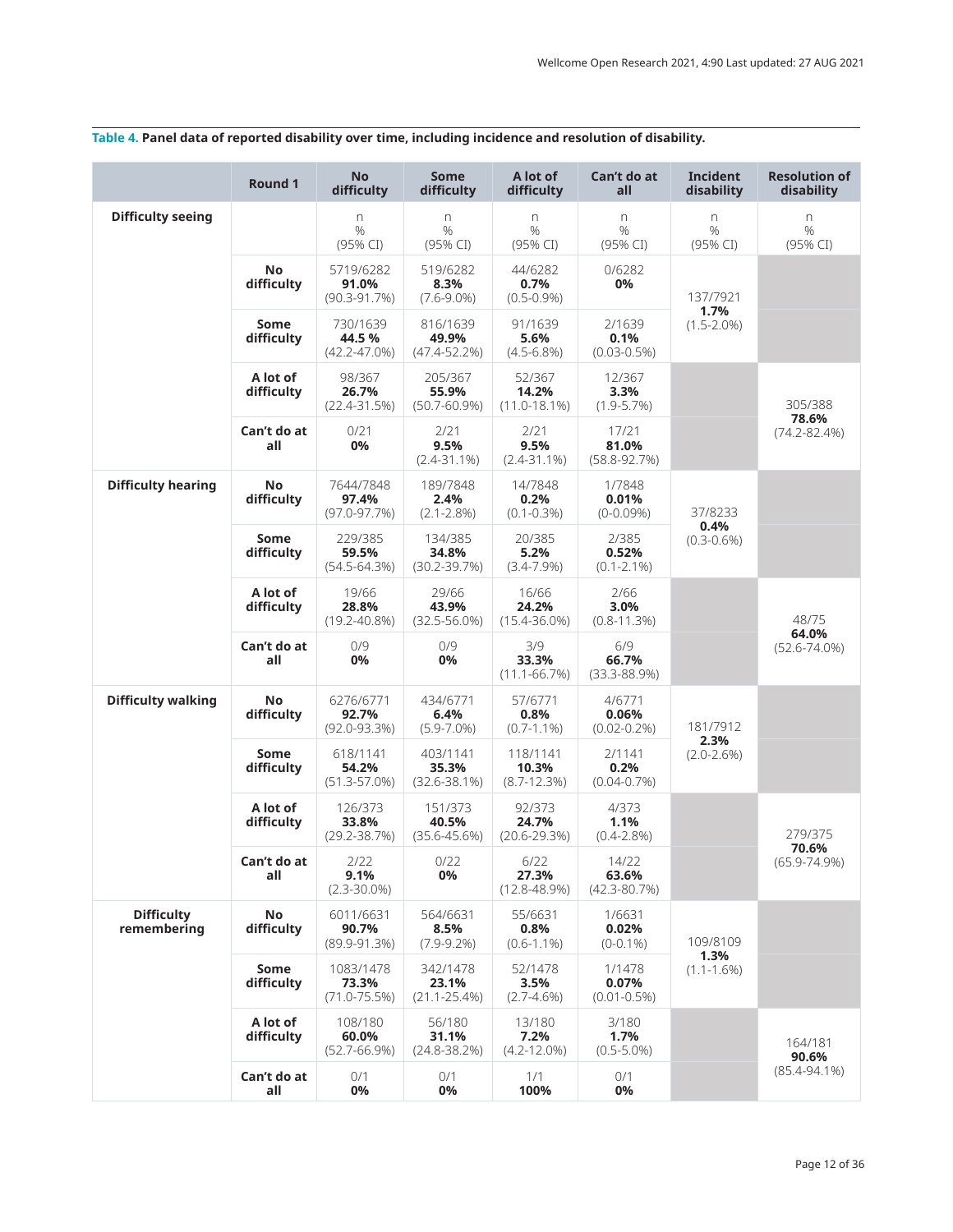**Table 4. Panel data of reported disability over time, including incidence and resolution of disability.**

| | Round 1 | No difficulty | Some difficulty | A lot of difficulty | Can't do at all | Incident disability | Resolution of disability |
|---|---|---|---|---|---|---|---|
| **Difficulty seeing** | | n<br>%<br>(95% CI) | n<br>%<br>(95% CI) | n<br>%<br>(95% CI) | n<br>%<br>(95% CI) | n<br>%<br>(95% CI) | n<br>%<br>(95% CI) |
| | **No difficulty** | 5719/6282<br>**91.0%**<br>(90.3-91.7%) | 519/6282<br>**8.3%**<br>(7.6-9.0%) | 44/6282<br>**0.7%**<br>(0.5-0.9%) | 0/6282<br>**0%** | 137/7921<br>**1.7%**<br>(1.5-2.0%) | |
| | **Some difficulty** | 730/1639<br>**44.5 %**<br>(42.2-47.0%) | 816/1639<br>**49.9%**<br>(47.4-52.2%) | 91/1639<br>**5.6%**<br>(4.5-6.8%) | 2/1639<br>**0.1%**<br>(0.03-0.5%) | | |
| | **A lot of difficulty** | 98/367<br>**26.7%**<br>(22.4-31.5%) | 205/367<br>**55.9%**<br>(50.7-60.9%) | 52/367<br>**14.2%**<br>(11.0-18.1%) | 12/367<br>**3.3%**<br>(1.9-5.7%) | | 305/388<br>**78.6%**<br>(74.2-82.4%) |
| | **Can't do at all** | 0/21<br>**0%** | 2/21<br>**9.5%**<br>(2.4-31.1%) | 2/21<br>**9.5%**<br>(2.4-31.1%) | 17/21<br>**81.0%**<br>(58.8-92.7%) | | |
| **Difficulty hearing** | **No difficulty** | 7644/7848<br>**97.4%**<br>(97.0-97.7%) | 189/7848<br>**2.4%**<br>(2.1-2.8%) | 14/7848<br>**0.2%**<br>(0.1-0.3%) | 1/7848<br>**0.01%**<br>(0-0.09%) | 37/8233<br>**0.4%**<br>(0.3-0.6%) | |
| | **Some difficulty** | 229/385<br>**59.5%**<br>(54.5-64.3%) | 134/385<br>**34.8%**<br>(30.2-39.7%) | 20/385<br>**5.2%**<br>(3.4-7.9%) | 2/385<br>**0.52%**<br>(0.1-2.1%) | | |
| | **A lot of difficulty** | 19/66<br>**28.8%**<br>(19.2-40.8%) | 29/66<br>**43.9%**<br>(32.5-56.0%) | 16/66<br>**24.2%**<br>(15.4-36.0%) | 2/66<br>**3.0%**<br>(0.8-11.3%) | | 48/75<br>**64.0%**<br>(52.6-74.0%) |
| | **Can't do at all** | 0/9<br>**0%** | 0/9<br>**0%** | 3/9<br>**33.3%**<br>(11.1-66.7%) | 6/9<br>**66.7%**<br>(33.3-88.9%) | | |
| **Difficulty walking** | **No difficulty** | 6276/6771<br>**92.7%**<br>(92.0-93.3%) | 434/6771<br>**6.4%**<br>(5.9-7.0%) | 57/6771<br>**0.8%**<br>(0.7-1.1%) | 4/6771<br>**0.06%**<br>(0.02-0.2%) | 181/7912<br>**2.3%**<br>(2.0-2.6%) | |
| | **Some difficulty** | 618/1141<br>**54.2%**<br>(51.3-57.0%) | 403/1141<br>**35.3%**<br>(32.6-38.1%) | 118/1141<br>**10.3%**<br>(8.7-12.3%) | 2/1141<br>**0.2%**<br>(0.04-0.7%) | | |
| | **A lot of difficulty** | 126/373<br>**33.8%**<br>(29.2-38.7%) | 151/373<br>**40.5%**<br>(35.6-45.6%) | 92/373<br>**24.7%**<br>(20.6-29.3%) | 4/373<br>**1.1%**<br>(0.4-2.8%) | | 279/375<br>**70.6%**<br>(65.9-74.9%) |
| | **Can't do at all** | 2/22<br>**9.1%**<br>(2.3-30.0%) | 0/22<br>**0%** | 6/22<br>**27.3%**<br>(12.8-48.9%) | 14/22<br>**63.6%**<br>(42.3-80.7%) | | |
| **Difficulty remembering** | **No difficulty** | 6011/6631<br>**90.7%**<br>(89.9-91.3%) | 564/6631<br>**8.5%**<br>(7.9-9.2%) | 55/6631<br>**0.8%**<br>(0.6-1.1%) | 1/6631<br>**0.02%**<br>(0-0.1%) | 109/8109<br>**1.3%**<br>(1.1-1.6%) | |
| | **Some difficulty** | 1083/1478<br>**73.3%**<br>(71.0-75.5%) | 342/1478<br>**23.1%**<br>(21.1-25.4%) | 52/1478<br>**3.5%**<br>(2.7-4.6%) | 1/1478<br>**0.07%**<br>(0.01-0.5%) | | |
| | **A lot of difficulty** | 108/180<br>**60.0%**<br>(52.7-66.9%) | 56/180<br>**31.1%**<br>(24.8-38.2%) | 13/180<br>**7.2%**<br>(4.2-12.0%) | 3/180<br>**1.7%**<br>(0.5-5.0%) | | 164/181<br>**90.6%**<br>(85.4-94.1%) |
| | **Can't do at all** | 0/1<br>**0%** | 0/1<br>**0%** | 1/1<br>**100%** | 0/1<br>**0%** | | |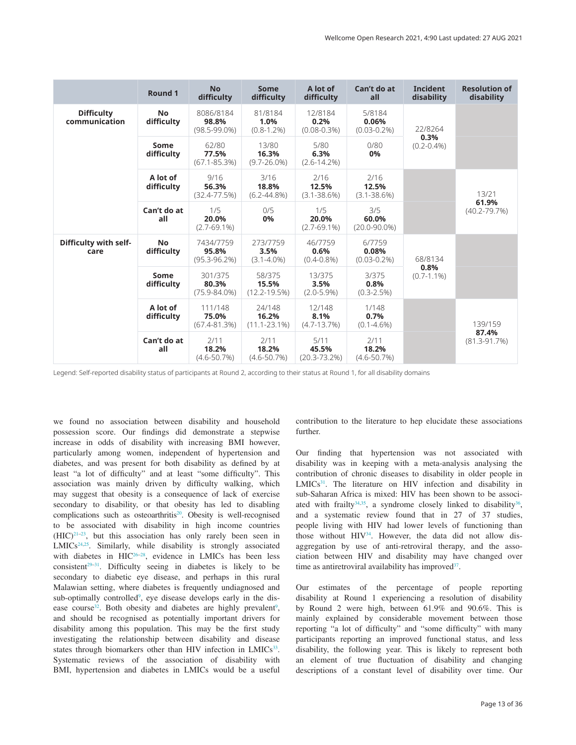| | Round 1 | No difficulty | Some difficulty | A lot of difficulty | Can't do at all | Incident disability | Resolution of disability |
|---|---|---|---|---|---|---|---|
| **Difficulty communication** | **No difficulty** | 8086/8184 **98.8%** (98.5-99.0%) | 81/8184 **1.0%** (0.8-1.2%) | 12/8184 **0.2%** (0.08-0.3%) | 5/8184 **0.06%** (0.03-0.2%) | 22/8264 **0.3%** (0.2-0.4%) | |
| | **Some difficulty** | 62/80 **77.5%** (67.1-85.3%) | 13/80 **16.3%** (9.7-26.0%) | 5/80 **6.3%** (2.6-14.2%) | 0/80 **0%** | | |
| | **A lot of difficulty** | 9/16 **56.3%** (32.4-77.5%) | 3/16 **18.8%** (6.2-44.8%) | 2/16 **12.5%** (3.1-38.6%) | 2/16 **12.5%** (3.1-38.6%) | | 13/21 **61.9%** (40.2-79.7%) |
| | **Can't do at all** | 1/5 **20.0%** (2.7-69.1%) | 0/5 **0%** | 1/5 **20.0%** (2.7-69.1%) | 3/5 **60.0%** (20.0-90.0%) | | |
| **Difficulty with self-care** | **No difficulty** | 7434/7759 **95.8%** (95.3-96.2%) | 273/7759 **3.5%** (3.1-4.0%) | 46/7759 **0.6%** (0.4-0.8%) | 6/7759 **0.08%** (0.03-0.2%) | 68/8134 **0.8%** (0.7-1.1%) | |
| | **Some difficulty** | 301/375 **80.3%** (75.9-84.0%) | 58/375 **15.5%** (12.2-19.5%) | 13/375 **3.5%** (2.0-5.9%) | 3/375 **0.8%** (0.3-2.5%) | | |
| | **A lot of difficulty** | 111/148 **75.0%** (67.4-81.3%) | 24/148 **16.2%** (11.1-23.1%) | 12/148 **8.1%** (4.7-13.7%) | 1/148 **0.7%** (0.1-4.6%) | | 139/159 **87.4%** (81.3-91.7%) |
| | **Can't do at all** | 2/11 **18.2%** (4.6-50.7%) | 2/11 **18.2%** (4.6-50.7%) | 5/11 **45.5%** (20.3-73.2%) | 2/11 **18.2%** (4.6-50.7%) | | |

Legend: Self-reported disability status of participants at Round 2, according to their status at Round 1, for all disability domains

we found no association between disability and household possession score. Our findings did demonstrate a stepwise increase in odds of disability with increasing BMI however, particularly among women, independent of hypertension and diabetes, and was present for both disability as defined by at least "a lot of difficulty" and at least "some difficulty". This association was mainly driven by difficulty walking, which may suggest that obesity is a consequence of lack of exercise secondary to disability, or that obesity has led to disabling complications such as osteoarthritis[20]. Obesity is well-recognised to be associated with disability in high income countries (HIC)[21–23], but this association has only rarely been seen in LMICs[24,25]. Similarly, while disability is strongly associated with diabetes in HIC[26–28], evidence in LMICs has been less consistent[29–31]. Difficulty seeing in diabetes is likely to be secondary to diabetic eye disease, and perhaps in this rural Malawian setting, where diabetes is frequently undiagnosed and sub-optimally controlled[9], eye disease develops early in the disease course[32]. Both obesity and diabetes are highly prevalent[9], and should be recognised as potentially important drivers for disability among this population. This may be the first study investigating the relationship between disability and disease states through biomarkers other than HIV infection in LMICs[33]. Systematic reviews of the association of disability with BMI, hypertension and diabetes in LMICs would be a useful contribution to the literature to hep elucidate these associations further.

Our finding that hypertension was not associated with disability was in keeping with a meta-analysis analysing the contribution of chronic diseases to disability in older people in LMICs[31]. The literature on HIV infection and disability in sub-Saharan Africa is mixed: HIV has been shown to be associated with frailty[34,35], a syndrome closely linked to disability[36], and a systematic review found that in 27 of 37 studies, people living with HIV had lower levels of functioning than those without HIV[34]. However, the data did not allow disaggregation by use of anti-retroviral therapy, and the association between HIV and disability may have changed over time as antiretroviral availability has improved[37].

Our estimates of the percentage of people reporting disability at Round 1 experiencing a resolution of disability by Round 2 were high, between 61.9% and 90.6%. This is mainly explained by considerable movement between those reporting "a lot of difficulty" and "some difficulty" with many participants reporting an improved functional status, and less disability, the following year. This is likely to represent both an element of true fluctuation of disability and changing descriptions of a constant level of disability over time. Our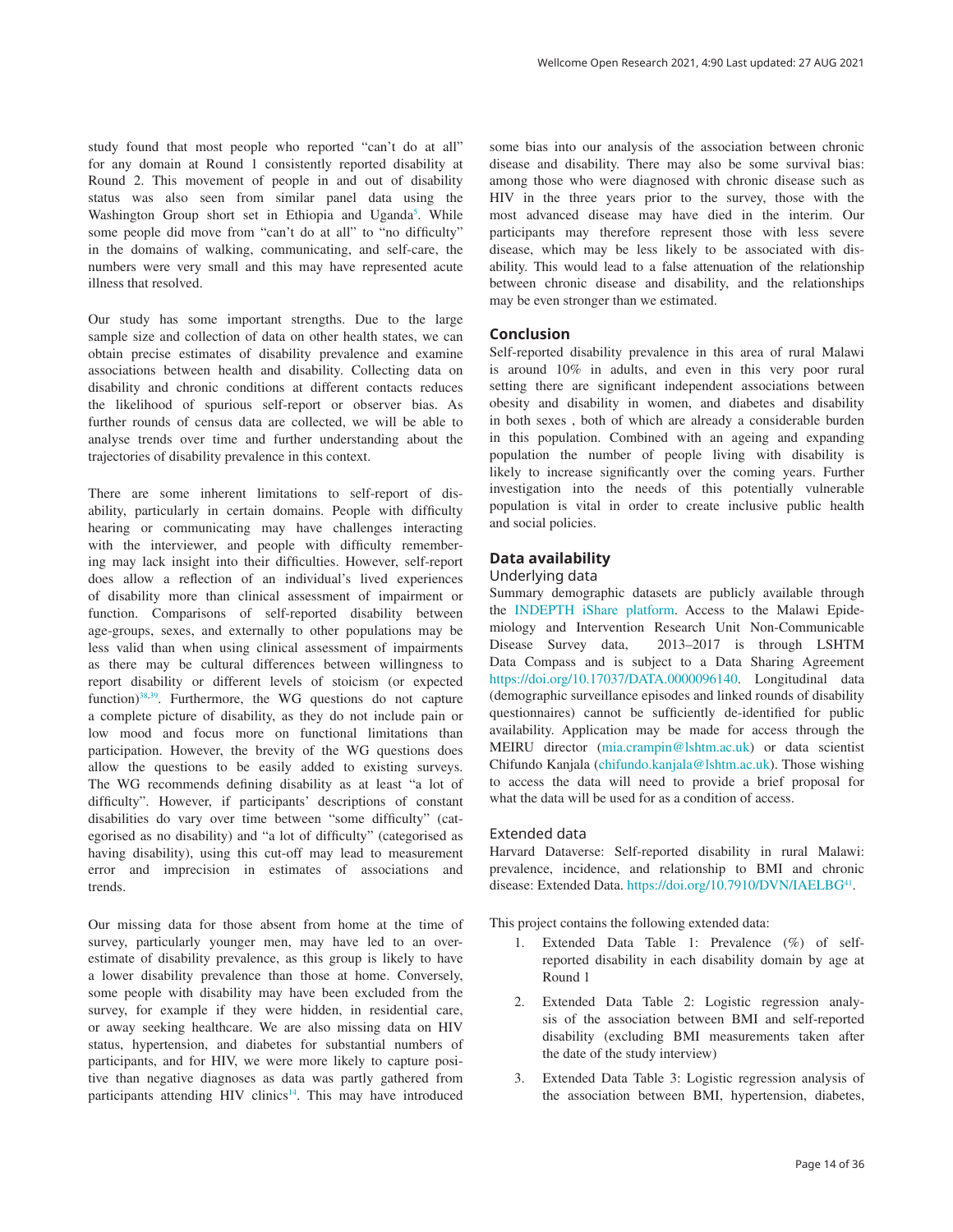study found that most people who reported "can't do at all" for any domain at Round 1 consistently reported disability at Round 2. This movement of people in and out of disability status was also seen from similar panel data using the Washington Group short set in Ethiopia and Uganda[5]. While some people did move from "can't do at all" to "no difficulty" in the domains of walking, communicating, and self-care, the numbers were very small and this may have represented acute illness that resolved.

Our study has some important strengths. Due to the large sample size and collection of data on other health states, we can obtain precise estimates of disability prevalence and examine associations between health and disability. Collecting data on disability and chronic conditions at different contacts reduces the likelihood of spurious self-report or observer bias. As further rounds of census data are collected, we will be able to analyse trends over time and further understanding about the trajectories of disability prevalence in this context.

There are some inherent limitations to self-report of disability, particularly in certain domains. People with difficulty hearing or communicating may have challenges interacting with the interviewer, and people with difficulty remembering may lack insight into their difficulties. However, self-report does allow a reflection of an individual's lived experiences of disability more than clinical assessment of impairment or function. Comparisons of self-reported disability between age-groups, sexes, and externally to other populations may be less valid than when using clinical assessment of impairments as there may be cultural differences between willingness to report disability or different levels of stoicism (or expected function)[38,39]. Furthermore, the WG questions do not capture a complete picture of disability, as they do not include pain or low mood and focus more on functional limitations than participation. However, the brevity of the WG questions does allow the questions to be easily added to existing surveys. The WG recommends defining disability as at least "a lot of difficulty". However, if participants' descriptions of constant disabilities do vary over time between "some difficulty" (categorised as no disability) and "a lot of difficulty" (categorised as having disability), using this cut-off may lead to measurement error and imprecision in estimates of associations and trends.

Our missing data for those absent from home at the time of survey, particularly younger men, may have led to an over-estimate of disability prevalence, as this group is likely to have a lower disability prevalence than those at home. Conversely, some people with disability may have been excluded from the survey, for example if they were hidden, in residential care, or away seeking healthcare. We are also missing data on HIV status, hypertension, and diabetes for substantial numbers of participants, and for HIV, we were more likely to capture positive than negative diagnoses as data was partly gathered from participants attending HIV clinics[14]. This may have introduced some bias into our analysis of the association between chronic disease and disability. There may also be some survival bias: among those who were diagnosed with chronic disease such as HIV in the three years prior to the survey, those with the most advanced disease may have died in the interim. Our participants may therefore represent those with less severe disease, which may be less likely to be associated with disability. This would lead to a false attenuation of the relationship between chronic disease and disability, and the relationships may be even stronger than we estimated.

## Conclusion

Self-reported disability prevalence in this area of rural Malawi is around 10% in adults, and even in this very poor rural setting there are significant independent associations between obesity and disability in women, and diabetes and disability in both sexes , both of which are already a considerable burden in this population. Combined with an ageing and expanding population the number of people living with disability is likely to increase significantly over the coming years. Further investigation into the needs of this potentially vulnerable population is vital in order to create inclusive public health and social policies.

## Data availability

### Underlying data

Summary demographic datasets are publicly available through the INDEPTH iShare platform. Access to the Malawi Epidemiology and Intervention Research Unit Non-Communicable Disease Survey data, 2013–2017 is through LSHTM Data Compass and is subject to a Data Sharing Agreement https://doi.org/10.17037/DATA.0000096140. Longitudinal data (demographic surveillance episodes and linked rounds of disability questionnaires) cannot be sufficiently de-identified for public availability. Application may be made for access through the MEIRU director (mia.crampin@lshtm.ac.uk) or data scientist Chifundo Kanjala (chifundo.kanjala@lshtm.ac.uk). Those wishing to access the data will need to provide a brief proposal for what the data will be used for as a condition of access.

### Extended data

Harvard Dataverse: Self-reported disability in rural Malawi: prevalence, incidence, and relationship to BMI and chronic disease: Extended Data. https://doi.org/10.7910/DVN/IAELBG[41].

This project contains the following extended data:

1. Extended Data Table 1: Prevalence (%) of self-reported disability in each disability domain by age at Round 1
2. Extended Data Table 2: Logistic regression analysis of the association between BMI and self-reported disability (excluding BMI measurements taken after the date of the study interview)
3. Extended Data Table 3: Logistic regression analysis of the association between BMI, hypertension, diabetes,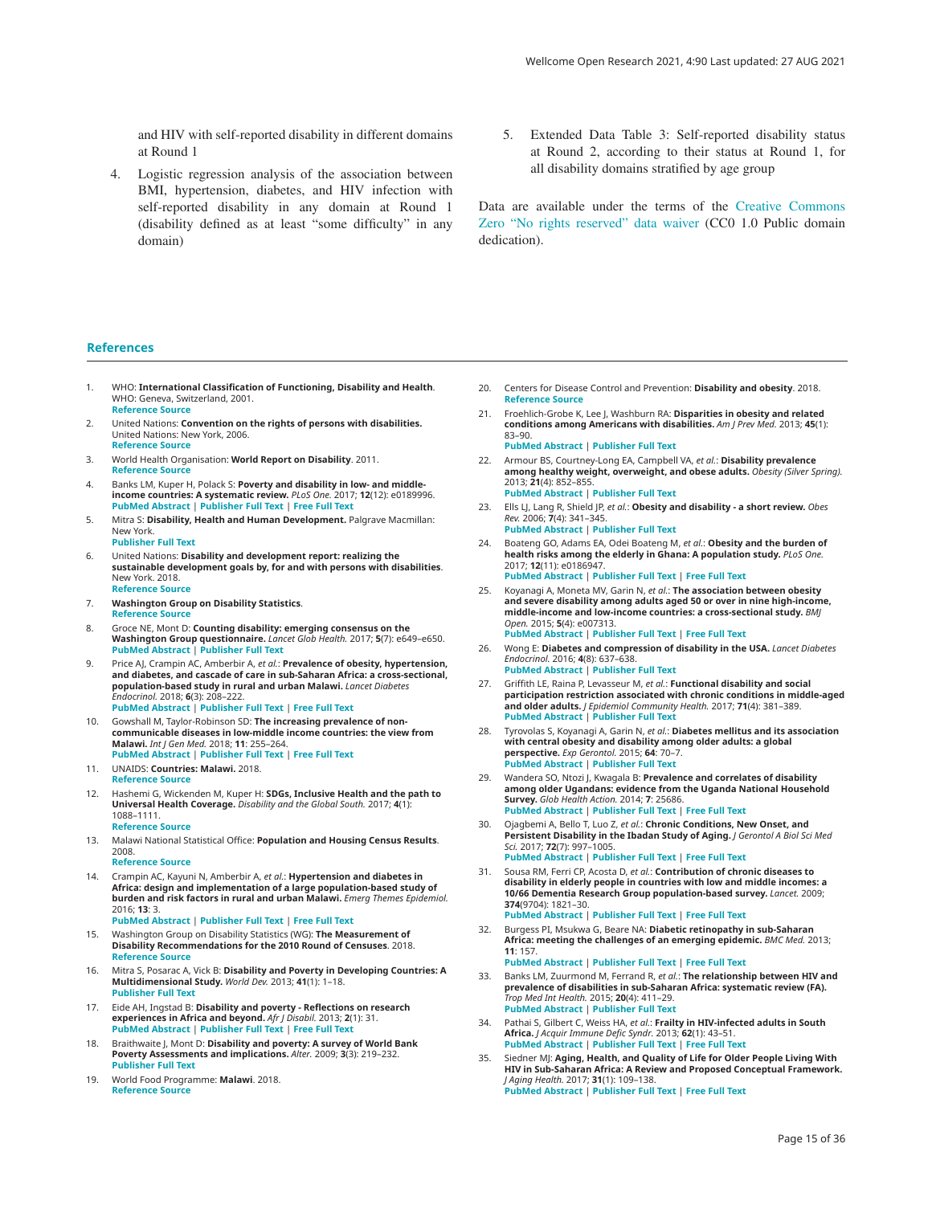and HIV with self-reported disability in different domains at Round 1

4. Logistic regression analysis of the association between BMI, hypertension, diabetes, and HIV infection with self-reported disability in any domain at Round 1 (disability defined as at least "some difficulty" in any domain)

5. Extended Data Table 3: Self-reported disability status at Round 2, according to their status at Round 1, for all disability domains stratified by age group

Data are available under the terms of the Creative Commons Zero "No rights reserved" data waiver (CC0 1.0 Public domain dedication).

## References

1. WHO: **International Classification of Functioning, Disability and Health**. WHO: Geneva, Switzerland, 2001.
   Reference Source
2. United Nations: **Convention on the rights of persons with disabilities.** United Nations: New York, 2006.
   Reference Source
3. World Health Organisation: **World Report on Disability**. 2011.
   Reference Source
4. Banks LM, Kuper H, Polack S: **Poverty and disability in low- and middle-income countries: A systematic review.** *PLoS One.* 2017; **12**(12): e0189996.
   PubMed Abstract | Publisher Full Text | Free Full Text
5. Mitra S: **Disability, Health and Human Development.** Palgrave Macmillan: New York.
   Publisher Full Text
6. United Nations: **Disability and development report: realizing the sustainable development goals by, for and with persons with disabilities**. New York. 2018.
   Reference Source
7. **Washington Group on Disability Statistics**.
   Reference Source
8. Groce NE, Mont D: **Counting disability: emerging consensus on the Washington Group questionnaire.** *Lancet Glob Health.* 2017; **5**(7): e649–e650.
   PubMed Abstract | Publisher Full Text
9. Price AJ, Crampin AC, Amberbir A, *et al.*: **Prevalence of obesity, hypertension, and diabetes, and cascade of care in sub-Saharan Africa: a cross-sectional, population-based study in rural and urban Malawi.** *Lancet Diabetes Endocrinol.* 2018; **6**(3): 208–222.
   PubMed Abstract | Publisher Full Text | Free Full Text
10. Gowshall M, Taylor-Robinson SD: **The increasing prevalence of non-communicable diseases in low-middle income countries: the view from Malawi.** *Int J Gen Med.* 2018; **11**: 255–264.
    PubMed Abstract | Publisher Full Text | Free Full Text
11. UNAIDS: **Countries: Malawi.** 2018.
    Reference Source
12. Hashemi G, Wickenden M, Kuper H: **SDGs, Inclusive Health and the path to Universal Health Coverage.** *Disability and the Global South.* 2017; **4**(1): 1088–1111.
    Reference Source
13. Malawi National Statistical Office: **Population and Housing Census Results**. 2008.
    Reference Source
14. Crampin AC, Kayuni N, Amberbir A, *et al.*: **Hypertension and diabetes in Africa: design and implementation of a large population-based study of burden and risk factors in rural and urban Malawi.** *Emerg Themes Epidemiol.* 2016; **13**: 3.
    PubMed Abstract | Publisher Full Text | Free Full Text
15. Washington Group on Disability Statistics (WG): **The Measurement of Disability Recommendations for the 2010 Round of Censuses**. 2018.
    Reference Source
16. Mitra S, Posarac A, Vick B: **Disability and Poverty in Developing Countries: A Multidimensional Study.** *World Dev.* 2013; **41**(1): 1–18.
    Publisher Full Text
17. Eide AH, Ingstad B: **Disability and poverty - Reflections on research experiences in Africa and beyond.** *Afr J Disabil.* 2013; **2**(1): 31.
    PubMed Abstract | Publisher Full Text | Free Full Text
18. Braithwaite J, Mont D: **Disability and poverty: A survey of World Bank Poverty Assessments and implications.** *Alter.* 2009; **3**(3): 219–232.
    Publisher Full Text
19. World Food Programme: **Malawi**. 2018.
    Reference Source
20. Centers for Disease Control and Prevention: **Disability and obesity**. 2018.
    Reference Source
21. Froehlich-Grobe K, Lee J, Washburn RA: **Disparities in obesity and related conditions among Americans with disabilities.** *Am J Prev Med.* 2013; **45**(1): 83–90.
    PubMed Abstract | Publisher Full Text
22. Armour BS, Courtney-Long EA, Campbell VA, *et al.*: **Disability prevalence among healthy weight, overweight, and obese adults.** *Obesity (Silver Spring).* 2013; **21**(4): 852–855.
    PubMed Abstract | Publisher Full Text
23. Ells LJ, Lang R, Shield JP, *et al.*: **Obesity and disability - a short review.** *Obes Rev.* 2006; **7**(4): 341–345.
    PubMed Abstract | Publisher Full Text
24. Boateng GO, Adams EA, Odei Boateng M, *et al.*: **Obesity and the burden of health risks among the elderly in Ghana: A population study.** *PLoS One.* 2017; **12**(11): e0186947.
    PubMed Abstract | Publisher Full Text | Free Full Text
25. Koyanagi A, Moneta MV, Garin N, *et al.*: **The association between obesity and severe disability among adults aged 50 or over in nine high-income, middle-income and low-income countries: a cross-sectional study.** *BMJ Open.* 2015; **5**(4): e007313.
    PubMed Abstract | Publisher Full Text | Free Full Text
26. Wong E: **Diabetes and compression of disability in the USA.** *Lancet Diabetes Endocrinol.* 2016; **4**(8): 637–638.
    PubMed Abstract | Publisher Full Text
27. Griffith LE, Raina P, Levasseur M, *et al.*: **Functional disability and social participation restriction associated with chronic conditions in middle-aged and older adults.** *J Epidemiol Community Health.* 2017; **71**(4): 381–389.
    PubMed Abstract | Publisher Full Text
28. Tyrovolas S, Koyanagi A, Garin N, *et al.*: **Diabetes mellitus and its association with central obesity and disability among older adults: a global perspective.** *Exp Gerontol.* 2015; **64**: 70–7.
    PubMed Abstract | Publisher Full Text
29. Wandera SO, Ntozi J, Kwagala B: **Prevalence and correlates of disability among older Ugandans: evidence from the Uganda National Household Survey.** *Glob Health Action.* 2014; **7**: 25686.
    PubMed Abstract | Publisher Full Text | Free Full Text
30. Ojagbemi A, Bello T, Luo Z, *et al.*: **Chronic Conditions, New Onset, and Persistent Disability in the Ibadan Study of Aging.** *J Gerontol A Biol Sci Med Sci.* 2017; **72**(7): 997–1005.
    PubMed Abstract | Publisher Full Text | Free Full Text
31. Sousa RM, Ferri CP, Acosta D, *et al.*: **Contribution of chronic diseases to disability in elderly people in countries with low and middle incomes: a 10/66 Dementia Research Group population-based survey.** *Lancet.* 2009; **374**(9704): 1821–30.
    PubMed Abstract | Publisher Full Text | Free Full Text
32. Burgess PI, Msukwa G, Beare NA: **Diabetic retinopathy in sub-Saharan Africa: meeting the challenges of an emerging epidemic.** *BMC Med.* 2013; **11**: 157.
    PubMed Abstract | Publisher Full Text | Free Full Text
33. Banks LM, Zuurmond M, Ferrand R, *et al.*: **The relationship between HIV and prevalence of disabilities in sub-Saharan Africa: systematic review (FA).** *Trop Med Int Health.* 2015; **20**(4): 411–29.
    PubMed Abstract | Publisher Full Text
34. Pathai S, Gilbert C, Weiss HA, *et al.*: **Frailty in HIV-infected adults in South Africa.** *J Acquir Immune Defic Syndr.* 2013; **62**(1): 43–51.
    PubMed Abstract | Publisher Full Text | Free Full Text
35. Siedner MJ: **Aging, Health, and Quality of Life for Older People Living With HIV in Sub-Saharan Africa: A Review and Proposed Conceptual Framework.** *J Aging Health.* 2017; **31**(1): 109–138.
    PubMed Abstract | Publisher Full Text | Free Full Text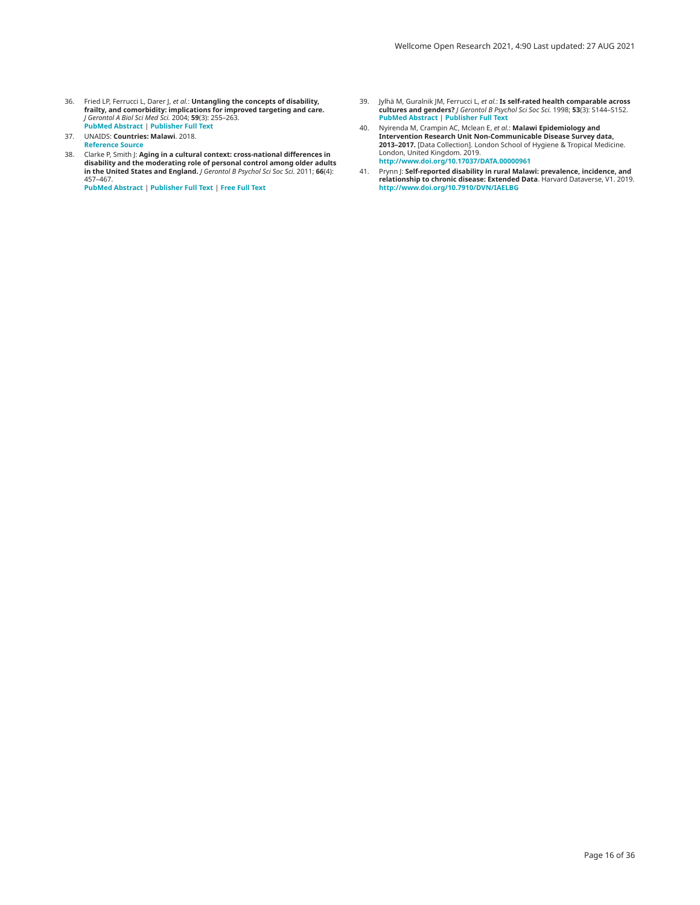36. Fried LP, Ferrucci L, Darer J, *et al.*: **Untangling the concepts of disability, frailty, and comorbidity: implications for improved targeting and care.** *J Gerontol A Biol Sci Med Sci.* 2004; **59**(3): 255–263.
    **PubMed Abstract** | **Publisher Full Text**

37. UNAIDS: **Countries: Malawi**. 2018.
    **Reference Source**

38. Clarke P, Smith J: **Aging in a cultural context: cross-national differences in disability and the moderating role of personal control among older adults in the United States and England.** *J Gerontol B Psychol Sci Soc Sci.* 2011; **66**(4): 457–467.
    **PubMed Abstract** | **Publisher Full Text** | **Free Full Text**

39. Jylhä M, Guralnik JM, Ferrucci L, *et al.*: **Is self-rated health comparable across cultures and genders?** *J Gerontol B Psychol Sci Soc Sci.* 1998; **53**(3): S144–S152.
    **PubMed Abstract** | **Publisher Full Text**

40. Nyirenda M, Crampin AC, Mclean E, *et al.*: **Malawi Epidemiology and Intervention Research Unit Non-Communicable Disease Survey data, 2013–2017.** [Data Collection]. London School of Hygiene & Tropical Medicine. London, United Kingdom. 2019.
    **http://www.doi.org/10.17037/DATA.00000961**

41. Prynn J: **Self-reported disability in rural Malawi: prevalence, incidence, and relationship to chronic disease: Extended Data**. Harvard Dataverse, V1. 2019.
    **http://www.doi.org/10.7910/DVN/IAELBG**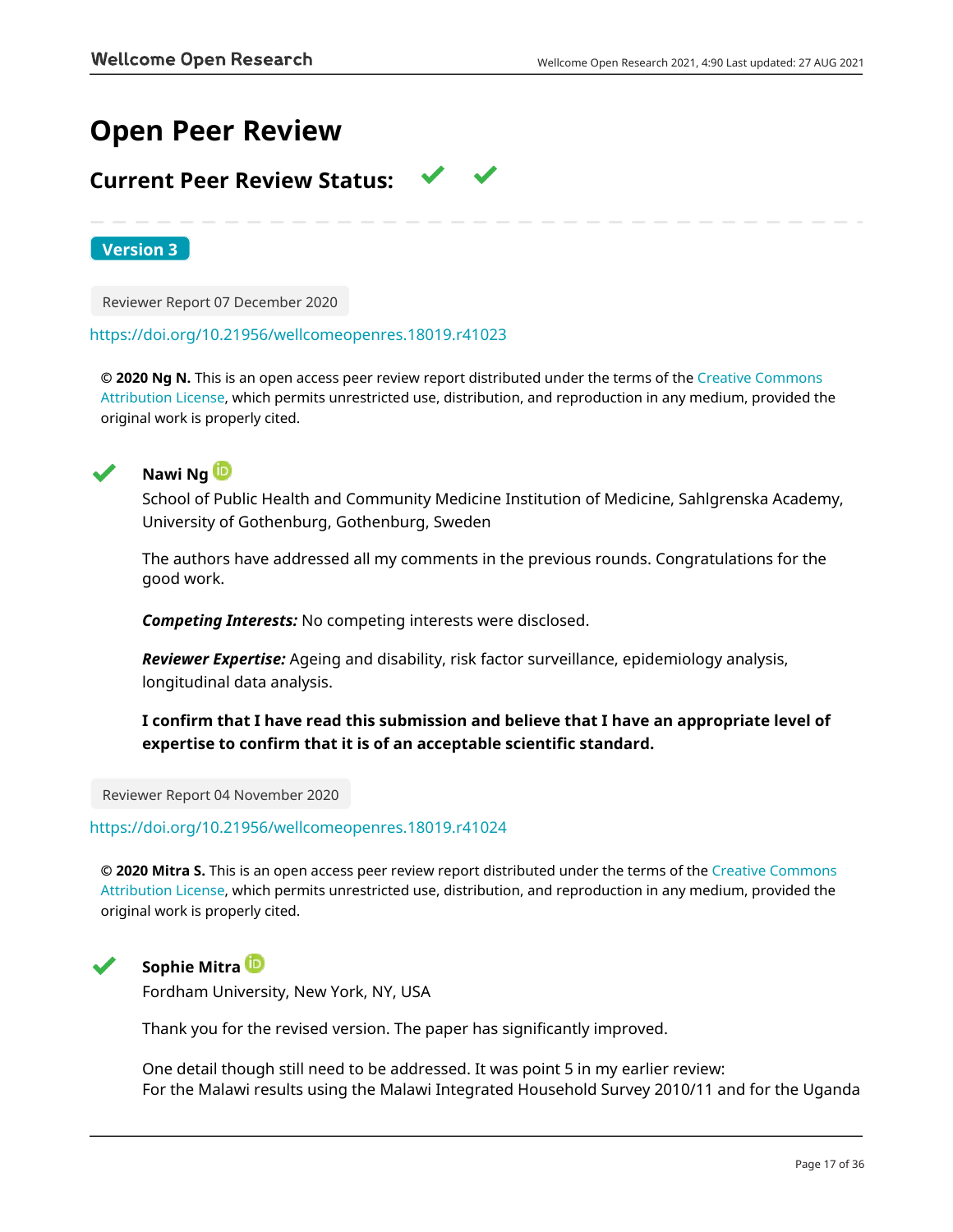# Open Peer Review

## Current Peer Review Status: ✔ ✔

**Version 3**

Reviewer Report 07 December 2020

https://doi.org/10.21956/wellcomeopenres.18019.r41023

**© 2020 Ng N.** This is an open access peer review report distributed under the terms of the Creative Commons Attribution License, which permits unrestricted use, distribution, and reproduction in any medium, provided the original work is properly cited.

✔ **Nawi Ng**

School of Public Health and Community Medicine Institution of Medicine, Sahlgrenska Academy, University of Gothenburg, Gothenburg, Sweden

The authors have addressed all my comments in the previous rounds. Congratulations for the good work.

***Competing Interests:*** No competing interests were disclosed.

***Reviewer Expertise:*** Ageing and disability, risk factor surveillance, epidemiology analysis, longitudinal data analysis.

**I confirm that I have read this submission and believe that I have an appropriate level of expertise to confirm that it is of an acceptable scientific standard.**

Reviewer Report 04 November 2020

https://doi.org/10.21956/wellcomeopenres.18019.r41024

**© 2020 Mitra S.** This is an open access peer review report distributed under the terms of the Creative Commons Attribution License, which permits unrestricted use, distribution, and reproduction in any medium, provided the original work is properly cited.

✔ **Sophie Mitra**

Fordham University, New York, NY, USA

Thank you for the revised version. The paper has significantly improved.

One detail though still need to be addressed. It was point 5 in my earlier review:
For the Malawi results using the Malawi Integrated Household Survey 2010/11 and for the Uganda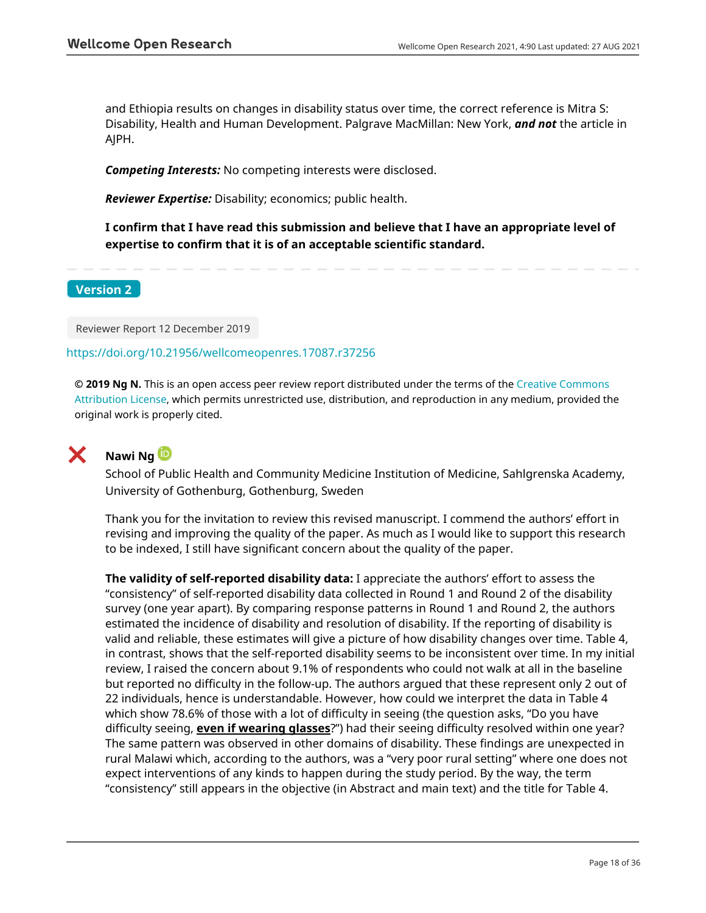and Ethiopia results on changes in disability status over time, the correct reference is Mitra S: Disability, Health and Human Development. Palgrave MacMillan: New York, ***and not*** the article in AJPH.

***Competing Interests:*** No competing interests were disclosed.

***Reviewer Expertise:*** Disability; economics; public health.

**I confirm that I have read this submission and believe that I have an appropriate level of expertise to confirm that it is of an acceptable scientific standard.**

## Version 2

Reviewer Report 12 December 2019

https://doi.org/10.21956/wellcomeopenres.17087.r37256

**© 2019 Ng N.** This is an open access peer review report distributed under the terms of the Creative Commons Attribution License, which permits unrestricted use, distribution, and reproduction in any medium, provided the original work is properly cited.

### Nawi Ng

School of Public Health and Community Medicine Institution of Medicine, Sahlgrenska Academy, University of Gothenburg, Gothenburg, Sweden

Thank you for the invitation to review this revised manuscript. I commend the authors' effort in revising and improving the quality of the paper. As much as I would like to support this research to be indexed, I still have significant concern about the quality of the paper.

**The validity of self-reported disability data:** I appreciate the authors' effort to assess the "consistency" of self-reported disability data collected in Round 1 and Round 2 of the disability survey (one year apart). By comparing response patterns in Round 1 and Round 2, the authors estimated the incidence of disability and resolution of disability. If the reporting of disability is valid and reliable, these estimates will give a picture of how disability changes over time. Table 4, in contrast, shows that the self-reported disability seems to be inconsistent over time. In my initial review, I raised the concern about 9.1% of respondents who could not walk at all in the baseline but reported no difficulty in the follow-up. The authors argued that these represent only 2 out of 22 individuals, hence is understandable. However, how could we interpret the data in Table 4 which show 78.6% of those with a lot of difficulty in seeing (the question asks, "Do you have difficulty seeing, **even if wearing glasses**?") had their seeing difficulty resolved within one year? The same pattern was observed in other domains of disability. These findings are unexpected in rural Malawi which, according to the authors, was a "very poor rural setting" where one does not expect interventions of any kinds to happen during the study period. By the way, the term "consistency" still appears in the objective (in Abstract and main text) and the title for Table 4.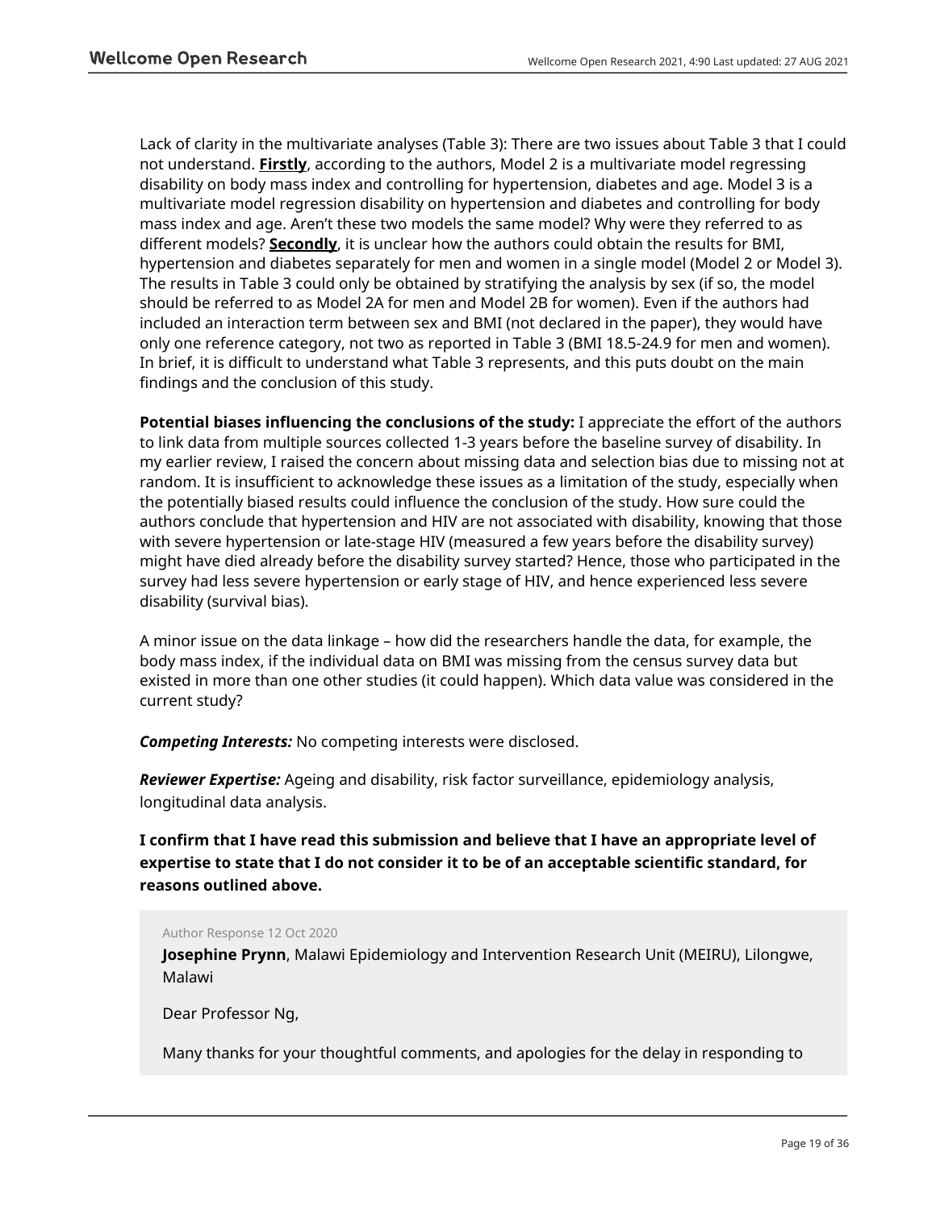Lack of clarity in the multivariate analyses (Table 3): There are two issues about Table 3 that I could not understand. **Firstly**, according to the authors, Model 2 is a multivariate model regressing disability on body mass index and controlling for hypertension, diabetes and age. Model 3 is a multivariate model regression disability on hypertension and diabetes and controlling for body mass index and age. Aren't these two models the same model? Why were they referred to as different models? **Secondly**, it is unclear how the authors could obtain the results for BMI, hypertension and diabetes separately for men and women in a single model (Model 2 or Model 3). The results in Table 3 could only be obtained by stratifying the analysis by sex (if so, the model should be referred to as Model 2A for men and Model 2B for women). Even if the authors had included an interaction term between sex and BMI (not declared in the paper), they would have only one reference category, not two as reported in Table 3 (BMI 18.5-24.9 for men and women). In brief, it is difficult to understand what Table 3 represents, and this puts doubt on the main findings and the conclusion of this study.

**Potential biases influencing the conclusions of the study:** I appreciate the effort of the authors to link data from multiple sources collected 1-3 years before the baseline survey of disability. In my earlier review, I raised the concern about missing data and selection bias due to missing not at random. It is insufficient to acknowledge these issues as a limitation of the study, especially when the potentially biased results could influence the conclusion of the study. How sure could the authors conclude that hypertension and HIV are not associated with disability, knowing that those with severe hypertension or late-stage HIV (measured a few years before the disability survey) might have died already before the disability survey started? Hence, those who participated in the survey had less severe hypertension or early stage of HIV, and hence experienced less severe disability (survival bias).

A minor issue on the data linkage – how did the researchers handle the data, for example, the body mass index, if the individual data on BMI was missing from the census survey data but existed in more than one other studies (it could happen). Which data value was considered in the current study?

***Competing Interests:*** No competing interests were disclosed.

***Reviewer Expertise:*** Ageing and disability, risk factor surveillance, epidemiology analysis, longitudinal data analysis.

**I confirm that I have read this submission and believe that I have an appropriate level of expertise to state that I do not consider it to be of an acceptable scientific standard, for reasons outlined above.**

Author Response 12 Oct 2020

**Josephine Prynn**, Malawi Epidemiology and Intervention Research Unit (MEIRU), Lilongwe, Malawi

Dear Professor Ng,

Many thanks for your thoughtful comments, and apologies for the delay in responding to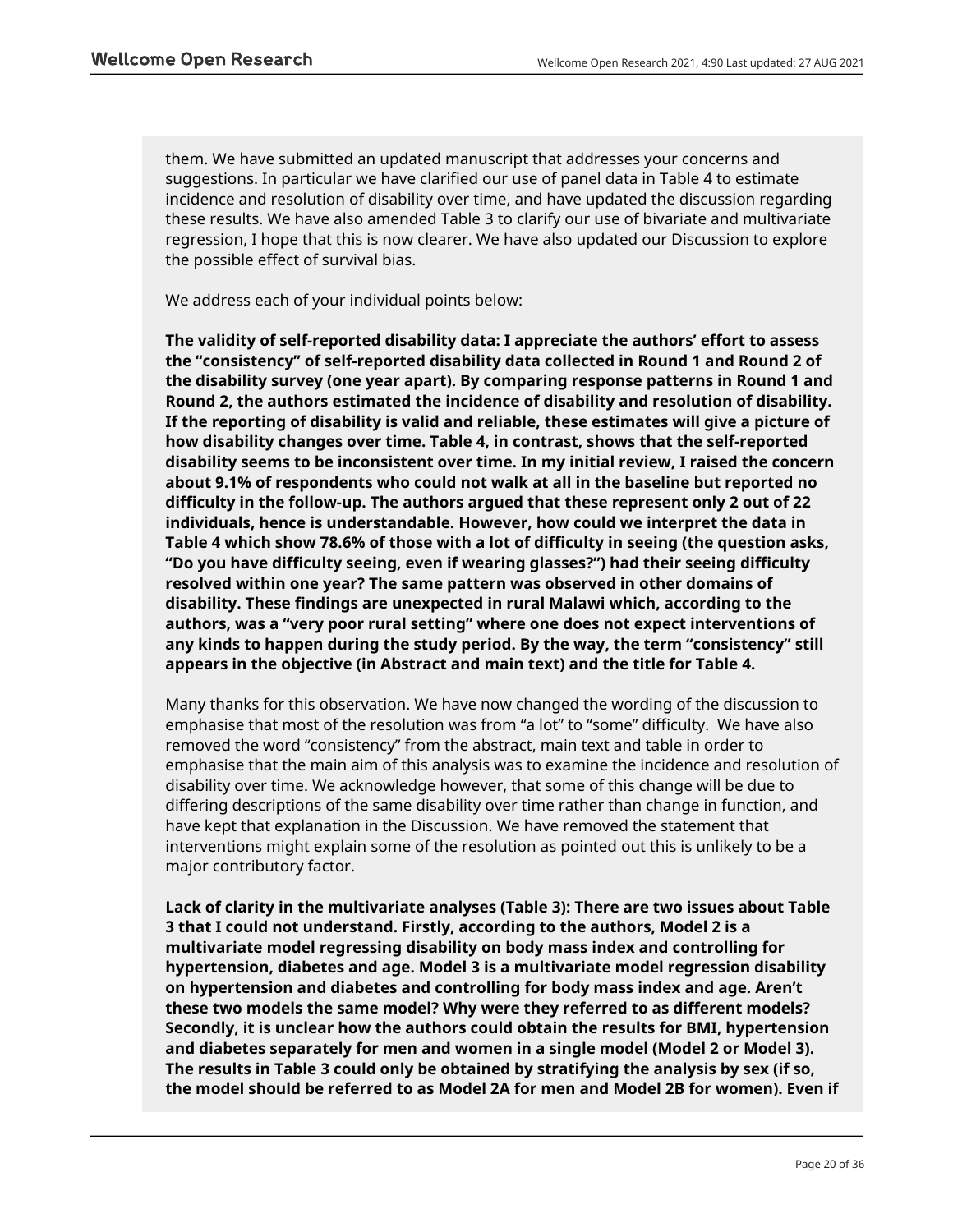them. We have submitted an updated manuscript that addresses your concerns and suggestions. In particular we have clarified our use of panel data in Table 4 to estimate incidence and resolution of disability over time, and have updated the discussion regarding these results. We have also amended Table 3 to clarify our use of bivariate and multivariate regression, I hope that this is now clearer. We have also updated our Discussion to explore the possible effect of survival bias.

We address each of your individual points below:

**The validity of self-reported disability data: I appreciate the authors' effort to assess the "consistency" of self-reported disability data collected in Round 1 and Round 2 of the disability survey (one year apart). By comparing response patterns in Round 1 and Round 2, the authors estimated the incidence of disability and resolution of disability. If the reporting of disability is valid and reliable, these estimates will give a picture of how disability changes over time. Table 4, in contrast, shows that the self-reported disability seems to be inconsistent over time. In my initial review, I raised the concern about 9.1% of respondents who could not walk at all in the baseline but reported no difficulty in the follow-up. The authors argued that these represent only 2 out of 22 individuals, hence is understandable. However, how could we interpret the data in Table 4 which show 78.6% of those with a lot of difficulty in seeing (the question asks, "Do you have difficulty seeing, even if wearing glasses?") had their seeing difficulty resolved within one year? The same pattern was observed in other domains of disability. These findings are unexpected in rural Malawi which, according to the authors, was a "very poor rural setting" where one does not expect interventions of any kinds to happen during the study period. By the way, the term "consistency" still appears in the objective (in Abstract and main text) and the title for Table 4.**

Many thanks for this observation. We have now changed the wording of the discussion to emphasise that most of the resolution was from "a lot" to "some" difficulty. We have also removed the word "consistency" from the abstract, main text and table in order to emphasise that the main aim of this analysis was to examine the incidence and resolution of disability over time. We acknowledge however, that some of this change will be due to differing descriptions of the same disability over time rather than change in function, and have kept that explanation in the Discussion. We have removed the statement that interventions might explain some of the resolution as pointed out this is unlikely to be a major contributory factor.

**Lack of clarity in the multivariate analyses (Table 3): There are two issues about Table 3 that I could not understand. Firstly, according to the authors, Model 2 is a multivariate model regressing disability on body mass index and controlling for hypertension, diabetes and age. Model 3 is a multivariate model regression disability on hypertension and diabetes and controlling for body mass index and age. Aren't these two models the same model? Why were they referred to as different models? Secondly, it is unclear how the authors could obtain the results for BMI, hypertension and diabetes separately for men and women in a single model (Model 2 or Model 3). The results in Table 3 could only be obtained by stratifying the analysis by sex (if so, the model should be referred to as Model 2A for men and Model 2B for women). Even if**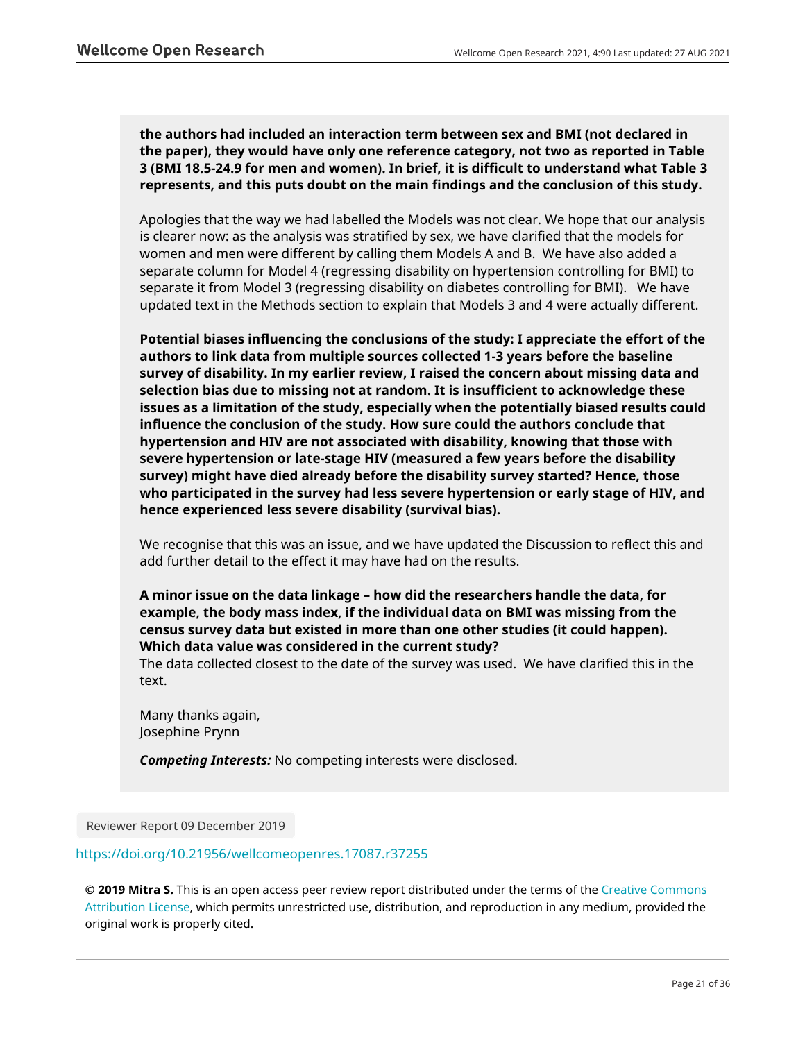**the authors had included an interaction term between sex and BMI (not declared in the paper), they would have only one reference category, not two as reported in Table 3 (BMI 18.5-24.9 for men and women). In brief, it is difficult to understand what Table 3 represents, and this puts doubt on the main findings and the conclusion of this study.**

Apologies that the way we had labelled the Models was not clear. We hope that our analysis is clearer now: as the analysis was stratified by sex, we have clarified that the models for women and men were different by calling them Models A and B. We have also added a separate column for Model 4 (regressing disability on hypertension controlling for BMI) to separate it from Model 3 (regressing disability on diabetes controlling for BMI). We have updated text in the Methods section to explain that Models 3 and 4 were actually different.

**Potential biases influencing the conclusions of the study: I appreciate the effort of the authors to link data from multiple sources collected 1-3 years before the baseline survey of disability. In my earlier review, I raised the concern about missing data and selection bias due to missing not at random. It is insufficient to acknowledge these issues as a limitation of the study, especially when the potentially biased results could influence the conclusion of the study. How sure could the authors conclude that hypertension and HIV are not associated with disability, knowing that those with severe hypertension or late-stage HIV (measured a few years before the disability survey) might have died already before the disability survey started? Hence, those who participated in the survey had less severe hypertension or early stage of HIV, and hence experienced less severe disability (survival bias).**

We recognise that this was an issue, and we have updated the Discussion to reflect this and add further detail to the effect it may have had on the results.

**A minor issue on the data linkage – how did the researchers handle the data, for example, the body mass index, if the individual data on BMI was missing from the census survey data but existed in more than one other studies (it could happen). Which data value was considered in the current study?**
The data collected closest to the date of the survey was used. We have clarified this in the text.

Many thanks again,
Josephine Prynn

***Competing Interests:*** No competing interests were disclosed.

Reviewer Report 09 December 2019

https://doi.org/10.21956/wellcomeopenres.17087.r37255

**© 2019 Mitra S.** This is an open access peer review report distributed under the terms of the Creative Commons Attribution License, which permits unrestricted use, distribution, and reproduction in any medium, provided the original work is properly cited.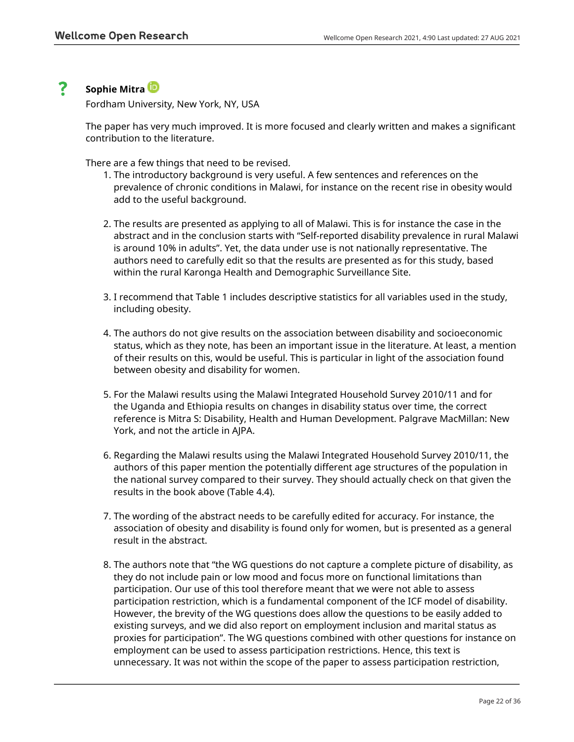**Sophie Mitra**

Fordham University, New York, NY, USA

The paper has very much improved. It is more focused and clearly written and makes a significant contribution to the literature.

There are a few things that need to be revised.

1. The introductory background is very useful. A few sentences and references on the prevalence of chronic conditions in Malawi, for instance on the recent rise in obesity would add to the useful background.

2. The results are presented as applying to all of Malawi. This is for instance the case in the abstract and in the conclusion starts with "Self-reported disability prevalence in rural Malawi is around 10% in adults". Yet, the data under use is not nationally representative. The authors need to carefully edit so that the results are presented as for this study, based within the rural Karonga Health and Demographic Surveillance Site.

3. I recommend that Table 1 includes descriptive statistics for all variables used in the study, including obesity.

4. The authors do not give results on the association between disability and socioeconomic status, which as they note, has been an important issue in the literature. At least, a mention of their results on this, would be useful. This is particular in light of the association found between obesity and disability for women.

5. For the Malawi results using the Malawi Integrated Household Survey 2010/11 and for the Uganda and Ethiopia results on changes in disability status over time, the correct reference is Mitra S: Disability, Health and Human Development. Palgrave MacMillan: New York, and not the article in AJPA.

6. Regarding the Malawi results using the Malawi Integrated Household Survey 2010/11, the authors of this paper mention the potentially different age structures of the population in the national survey compared to their survey. They should actually check on that given the results in the book above (Table 4.4).

7. The wording of the abstract needs to be carefully edited for accuracy. For instance, the association of obesity and disability is found only for women, but is presented as a general result in the abstract.

8. The authors note that "the WG questions do not capture a complete picture of disability, as they do not include pain or low mood and focus more on functional limitations than participation. Our use of this tool therefore meant that we were not able to assess participation restriction, which is a fundamental component of the ICF model of disability. However, the brevity of the WG questions does allow the questions to be easily added to existing surveys, and we did also report on employment inclusion and marital status as proxies for participation". The WG questions combined with other questions for instance on employment can be used to assess participation restrictions. Hence, this text is unnecessary. It was not within the scope of the paper to assess participation restriction,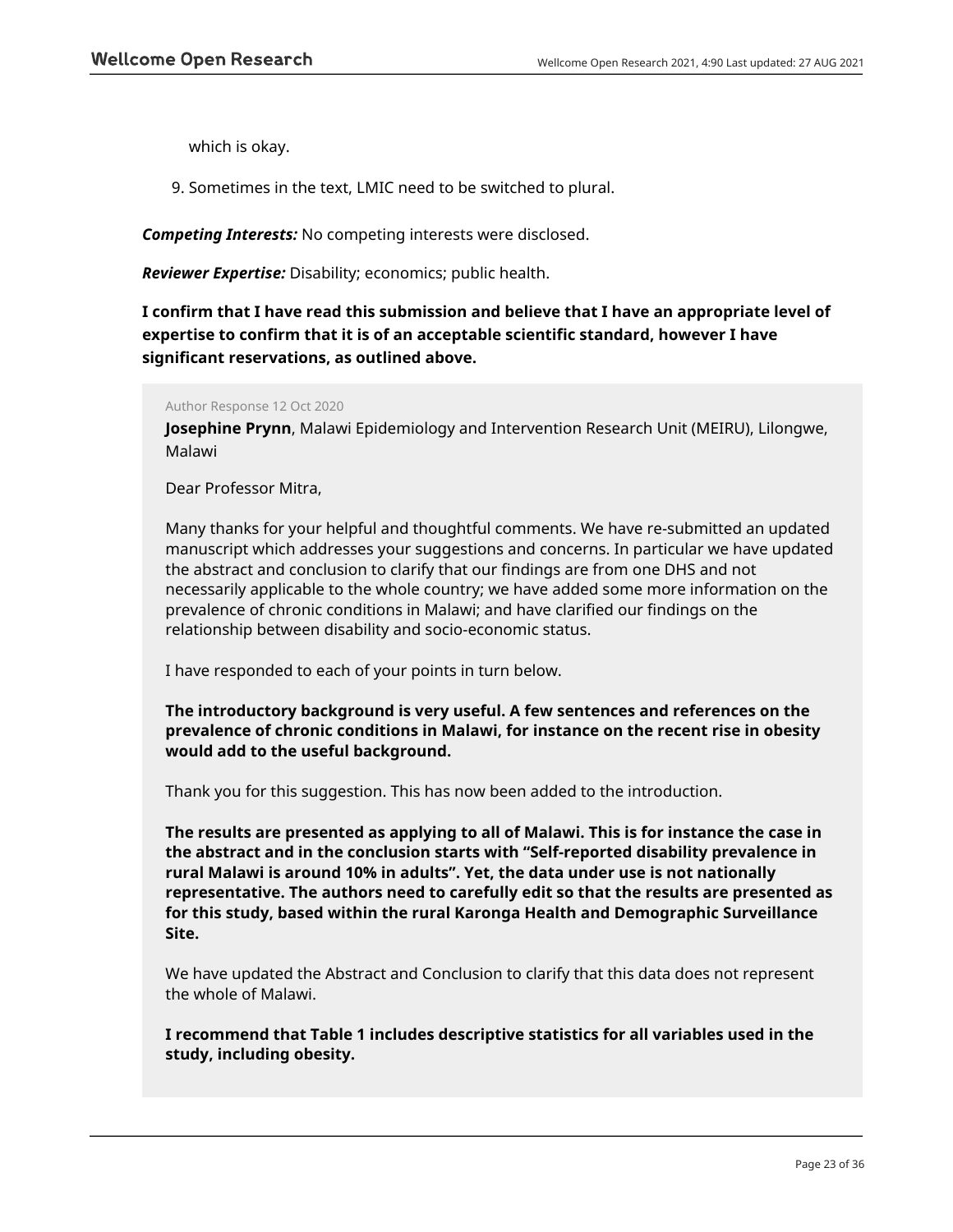which is okay.

9. Sometimes in the text, LMIC need to be switched to plural.

***Competing Interests:*** No competing interests were disclosed.

***Reviewer Expertise:*** Disability; economics; public health.

**I confirm that I have read this submission and believe that I have an appropriate level of expertise to confirm that it is of an acceptable scientific standard, however I have significant reservations, as outlined above.**

Author Response 12 Oct 2020

**Josephine Prynn**, Malawi Epidemiology and Intervention Research Unit (MEIRU), Lilongwe, Malawi

Dear Professor Mitra,

Many thanks for your helpful and thoughtful comments. We have re-submitted an updated manuscript which addresses your suggestions and concerns. In particular we have updated the abstract and conclusion to clarify that our findings are from one DHS and not necessarily applicable to the whole country; we have added some more information on the prevalence of chronic conditions in Malawi; and have clarified our findings on the relationship between disability and socio-economic status.

I have responded to each of your points in turn below.

**The introductory background is very useful. A few sentences and references on the prevalence of chronic conditions in Malawi, for instance on the recent rise in obesity would add to the useful background.**

Thank you for this suggestion. This has now been added to the introduction.

**The results are presented as applying to all of Malawi. This is for instance the case in the abstract and in the conclusion starts with "Self-reported disability prevalence in rural Malawi is around 10% in adults". Yet, the data under use is not nationally representative. The authors need to carefully edit so that the results are presented as for this study, based within the rural Karonga Health and Demographic Surveillance Site.**

We have updated the Abstract and Conclusion to clarify that this data does not represent the whole of Malawi.

**I recommend that Table 1 includes descriptive statistics for all variables used in the study, including obesity.**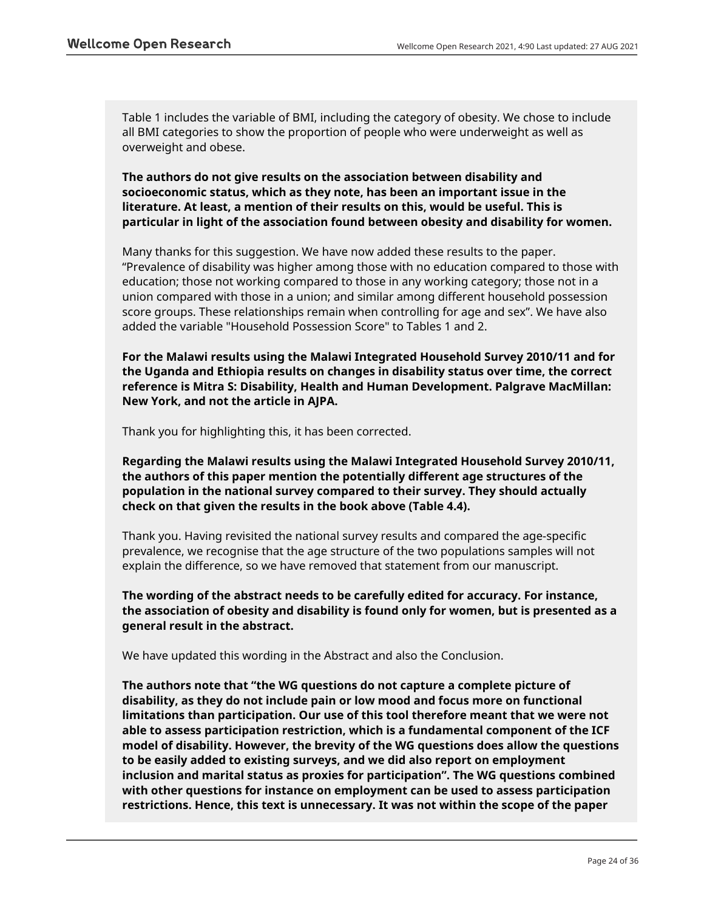Table 1 includes the variable of BMI, including the category of obesity. We chose to include all BMI categories to show the proportion of people who were underweight as well as overweight and obese.

**The authors do not give results on the association between disability and socioeconomic status, which as they note, has been an important issue in the literature. At least, a mention of their results on this, would be useful. This is particular in light of the association found between obesity and disability for women.**

Many thanks for this suggestion. We have now added these results to the paper. "Prevalence of disability was higher among those with no education compared to those with education; those not working compared to those in any working category; those not in a union compared with those in a union; and similar among different household possession score groups. These relationships remain when controlling for age and sex". We have also added the variable "Household Possession Score" to Tables 1 and 2.

**For the Malawi results using the Malawi Integrated Household Survey 2010/11 and for the Uganda and Ethiopia results on changes in disability status over time, the correct reference is Mitra S: Disability, Health and Human Development. Palgrave MacMillan: New York, and not the article in AJPA.**

Thank you for highlighting this, it has been corrected.

**Regarding the Malawi results using the Malawi Integrated Household Survey 2010/11, the authors of this paper mention the potentially different age structures of the population in the national survey compared to their survey. They should actually check on that given the results in the book above (Table 4.4).**

Thank you. Having revisited the national survey results and compared the age-specific prevalence, we recognise that the age structure of the two populations samples will not explain the difference, so we have removed that statement from our manuscript.

**The wording of the abstract needs to be carefully edited for accuracy. For instance, the association of obesity and disability is found only for women, but is presented as a general result in the abstract.**

We have updated this wording in the Abstract and also the Conclusion.

**The authors note that "the WG questions do not capture a complete picture of disability, as they do not include pain or low mood and focus more on functional limitations than participation. Our use of this tool therefore meant that we were not able to assess participation restriction, which is a fundamental component of the ICF model of disability. However, the brevity of the WG questions does allow the questions to be easily added to existing surveys, and we did also report on employment inclusion and marital status as proxies for participation". The WG questions combined with other questions for instance on employment can be used to assess participation restrictions. Hence, this text is unnecessary. It was not within the scope of the paper**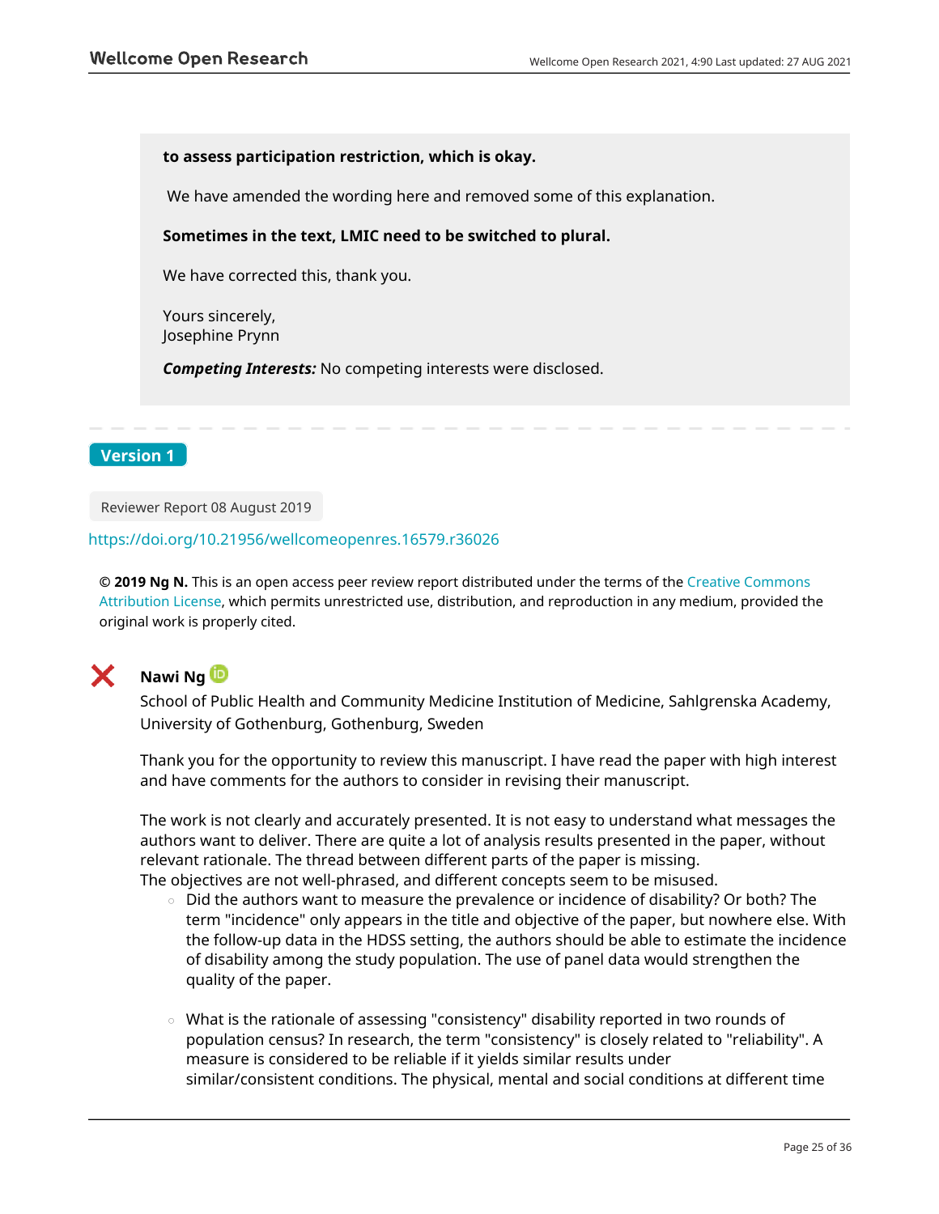**to assess participation restriction, which is okay.**

We have amended the wording here and removed some of this explanation.

**Sometimes in the text, LMIC need to be switched to plural.**

We have corrected this, thank you.

Yours sincerely,
Josephine Prynn

***Competing Interests:*** No competing interests were disclosed.

---

## Version 1

Reviewer Report 08 August 2019

https://doi.org/10.21956/wellcomeopenres.16579.r36026

**© 2019 Ng N.** This is an open access peer review report distributed under the terms of the Creative Commons Attribution License, which permits unrestricted use, distribution, and reproduction in any medium, provided the original work is properly cited.

### ✗ Nawi Ng

School of Public Health and Community Medicine Institution of Medicine, Sahlgrenska Academy, University of Gothenburg, Gothenburg, Sweden

Thank you for the opportunity to review this manuscript. I have read the paper with high interest and have comments for the authors to consider in revising their manuscript.

The work is not clearly and accurately presented. It is not easy to understand what messages the authors want to deliver. There are quite a lot of analysis results presented in the paper, without relevant rationale. The thread between different parts of the paper is missing.
The objectives are not well-phrased, and different concepts seem to be misused.

- Did the authors want to measure the prevalence or incidence of disability? Or both? The term "incidence" only appears in the title and objective of the paper, but nowhere else. With the follow-up data in the HDSS setting, the authors should be able to estimate the incidence of disability among the study population. The use of panel data would strengthen the quality of the paper.

- What is the rationale of assessing "consistency" disability reported in two rounds of population census? In research, the term "consistency" is closely related to "reliability". A measure is considered to be reliable if it yields similar results under similar/consistent conditions. The physical, mental and social conditions at different time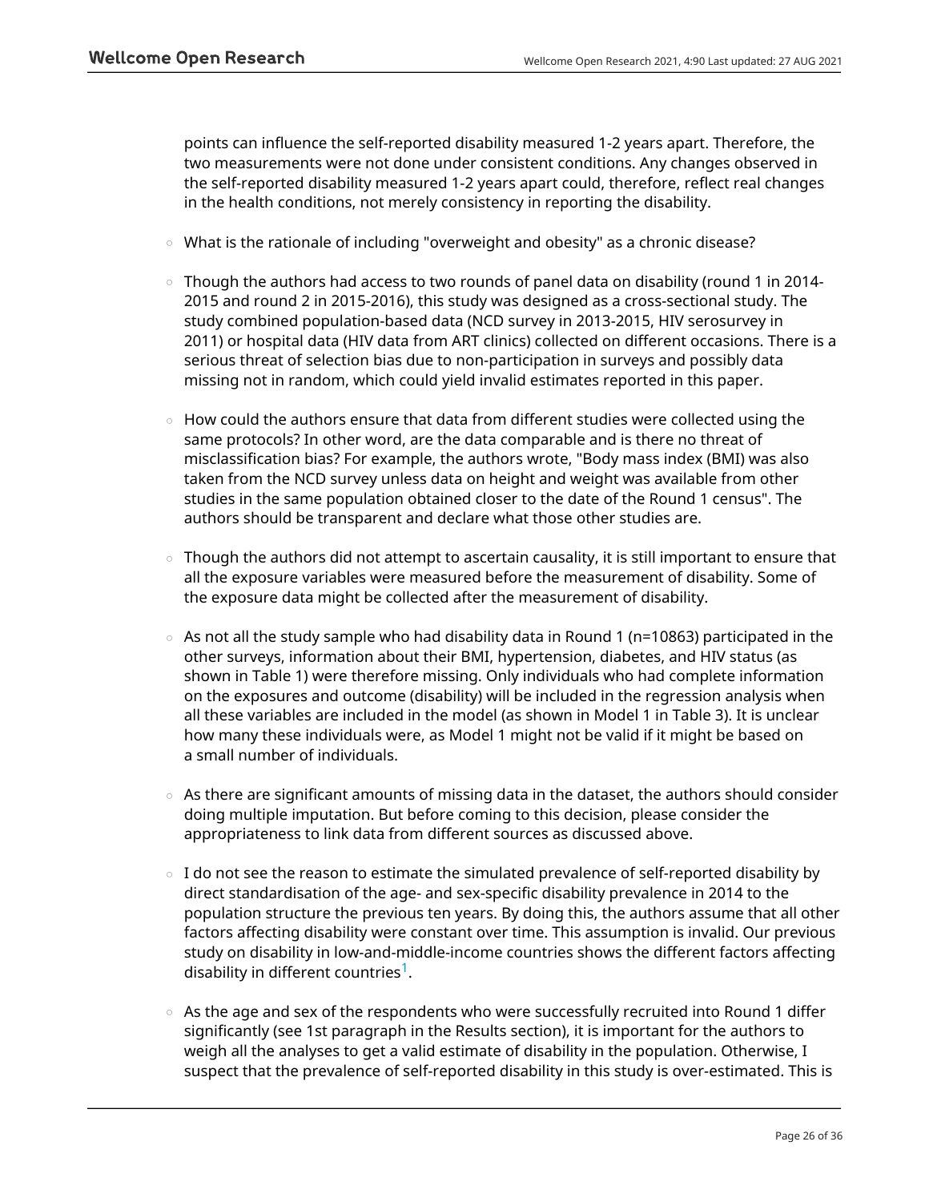points can influence the self-reported disability measured 1-2 years apart. Therefore, the two measurements were not done under consistent conditions. Any changes observed in the self-reported disability measured 1-2 years apart could, therefore, reflect real changes in the health conditions, not merely consistency in reporting the disability.

- What is the rationale of including "overweight and obesity" as a chronic disease?
- Though the authors had access to two rounds of panel data on disability (round 1 in 2014-2015 and round 2 in 2015-2016), this study was designed as a cross-sectional study. The study combined population-based data (NCD survey in 2013-2015, HIV serosurvey in 2011) or hospital data (HIV data from ART clinics) collected on different occasions. There is a serious threat of selection bias due to non-participation in surveys and possibly data missing not in random, which could yield invalid estimates reported in this paper.
- How could the authors ensure that data from different studies were collected using the same protocols? In other word, are the data comparable and is there no threat of misclassification bias? For example, the authors wrote, "Body mass index (BMI) was also taken from the NCD survey unless data on height and weight was available from other studies in the same population obtained closer to the date of the Round 1 census". The authors should be transparent and declare what those other studies are.
- Though the authors did not attempt to ascertain causality, it is still important to ensure that all the exposure variables were measured before the measurement of disability. Some of the exposure data might be collected after the measurement of disability.
- As not all the study sample who had disability data in Round 1 (n=10863) participated in the other surveys, information about their BMI, hypertension, diabetes, and HIV status (as shown in Table 1) were therefore missing. Only individuals who had complete information on the exposures and outcome (disability) will be included in the regression analysis when all these variables are included in the model (as shown in Model 1 in Table 3). It is unclear how many these individuals were, as Model 1 might not be valid if it might be based on a small number of individuals.
- As there are significant amounts of missing data in the dataset, the authors should consider doing multiple imputation. But before coming to this decision, please consider the appropriateness to link data from different sources as discussed above.
- I do not see the reason to estimate the simulated prevalence of self-reported disability by direct standardisation of the age- and sex-specific disability prevalence in 2014 to the population structure the previous ten years. By doing this, the authors assume that all other factors affecting disability were constant over time. This assumption is invalid. Our previous study on disability in low-and-middle-income countries shows the different factors affecting disability in different countries[1].
- As the age and sex of the respondents who were successfully recruited into Round 1 differ significantly (see 1st paragraph in the Results section), it is important for the authors to weigh all the analyses to get a valid estimate of disability in the population. Otherwise, I suspect that the prevalence of self-reported disability in this study is over-estimated. This is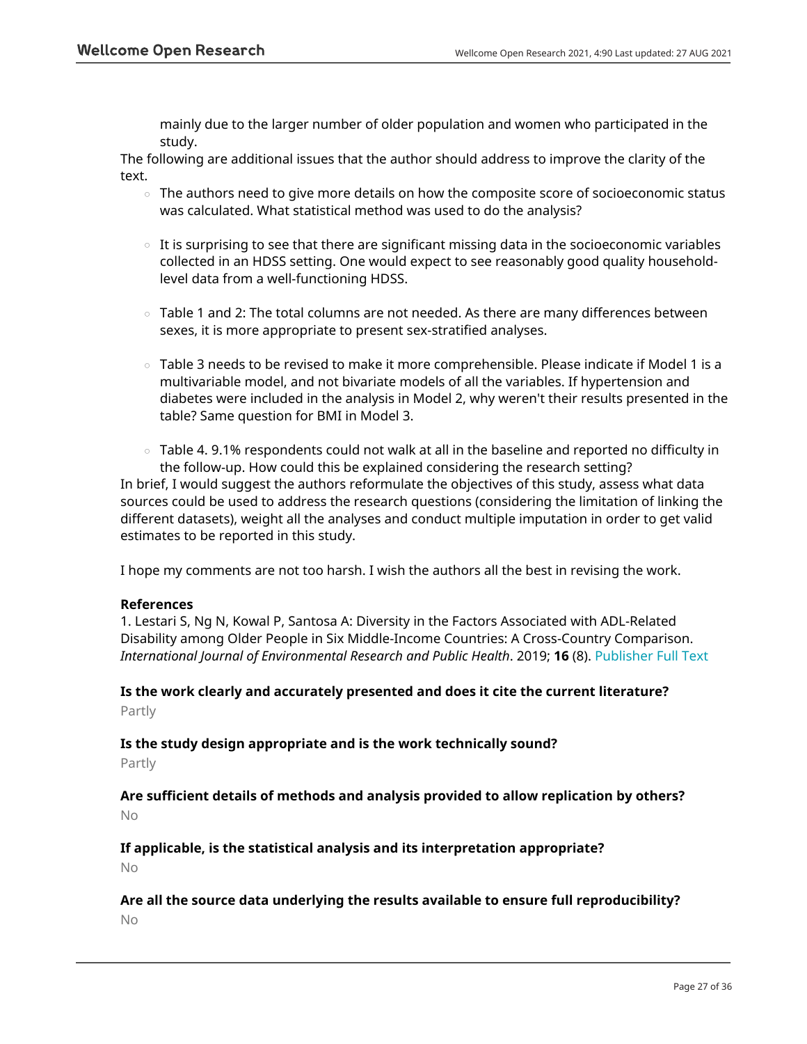mainly due to the larger number of older population and women who participated in the study.

The following are additional issues that the author should address to improve the clarity of the text.

- The authors need to give more details on how the composite score of socioeconomic status was calculated. What statistical method was used to do the analysis?
- It is surprising to see that there are significant missing data in the socioeconomic variables collected in an HDSS setting. One would expect to see reasonably good quality household-level data from a well-functioning HDSS.
- Table 1 and 2: The total columns are not needed. As there are many differences between sexes, it is more appropriate to present sex-stratified analyses.
- Table 3 needs to be revised to make it more comprehensible. Please indicate if Model 1 is a multivariable model, and not bivariate models of all the variables. If hypertension and diabetes were included in the analysis in Model 2, why weren't their results presented in the table? Same question for BMI in Model 3.
- Table 4. 9.1% respondents could not walk at all in the baseline and reported no difficulty in the follow-up. How could this be explained considering the research setting?

In brief, I would suggest the authors reformulate the objectives of this study, assess what data sources could be used to address the research questions (considering the limitation of linking the different datasets), weight all the analyses and conduct multiple imputation in order to get valid estimates to be reported in this study.

I hope my comments are not too harsh. I wish the authors all the best in revising the work.

**References**

1. Lestari S, Ng N, Kowal P, Santosa A: Diversity in the Factors Associated with ADL-Related Disability among Older People in Six Middle-Income Countries: A Cross-Country Comparison. *International Journal of Environmental Research and Public Health*. 2019; **16** (8). Publisher Full Text

**Is the work clearly and accurately presented and does it cite the current literature?**

Partly

**Is the study design appropriate and is the work technically sound?**

Partly

**Are sufficient details of methods and analysis provided to allow replication by others?**

No

**If applicable, is the statistical analysis and its interpretation appropriate?**

No

**Are all the source data underlying the results available to ensure full reproducibility?**

No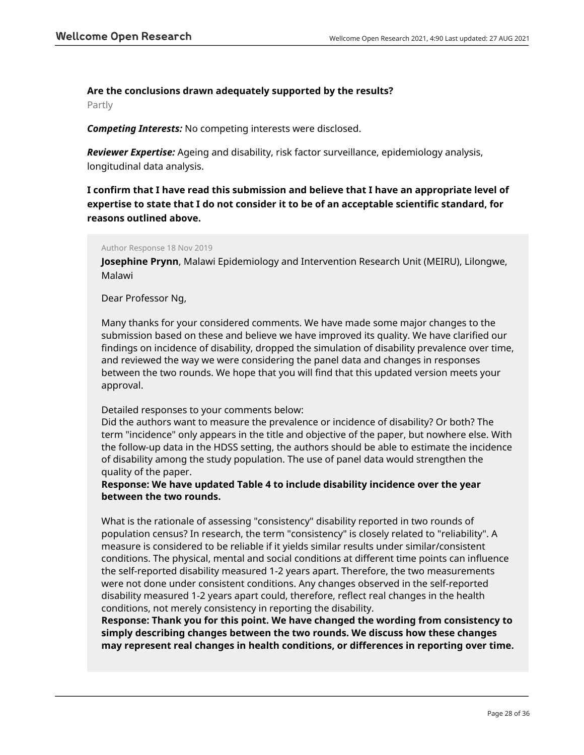**Are the conclusions drawn adequately supported by the results?**

Partly

***Competing Interests:*** No competing interests were disclosed.

***Reviewer Expertise:*** Ageing and disability, risk factor surveillance, epidemiology analysis, longitudinal data analysis.

**I confirm that I have read this submission and believe that I have an appropriate level of expertise to state that I do not consider it to be of an acceptable scientific standard, for reasons outlined above.**

Author Response 18 Nov 2019

**Josephine Prynn**, Malawi Epidemiology and Intervention Research Unit (MEIRU), Lilongwe, Malawi

Dear Professor Ng,

Many thanks for your considered comments. We have made some major changes to the submission based on these and believe we have improved its quality. We have clarified our findings on incidence of disability, dropped the simulation of disability prevalence over time, and reviewed the way we were considering the panel data and changes in responses between the two rounds. We hope that you will find that this updated version meets your approval.

Detailed responses to your comments below:

Did the authors want to measure the prevalence or incidence of disability? Or both? The term "incidence" only appears in the title and objective of the paper, but nowhere else. With the follow-up data in the HDSS setting, the authors should be able to estimate the incidence of disability among the study population. The use of panel data would strengthen the quality of the paper.

**Response: We have updated Table 4 to include disability incidence over the year between the two rounds.**

What is the rationale of assessing "consistency" disability reported in two rounds of population census? In research, the term "consistency" is closely related to "reliability". A measure is considered to be reliable if it yields similar results under similar/consistent conditions. The physical, mental and social conditions at different time points can influence the self-reported disability measured 1-2 years apart. Therefore, the two measurements were not done under consistent conditions. Any changes observed in the self-reported disability measured 1-2 years apart could, therefore, reflect real changes in the health conditions, not merely consistency in reporting the disability.

**Response: Thank you for this point. We have changed the wording from consistency to simply describing changes between the two rounds. We discuss how these changes may represent real changes in health conditions, or differences in reporting over time.**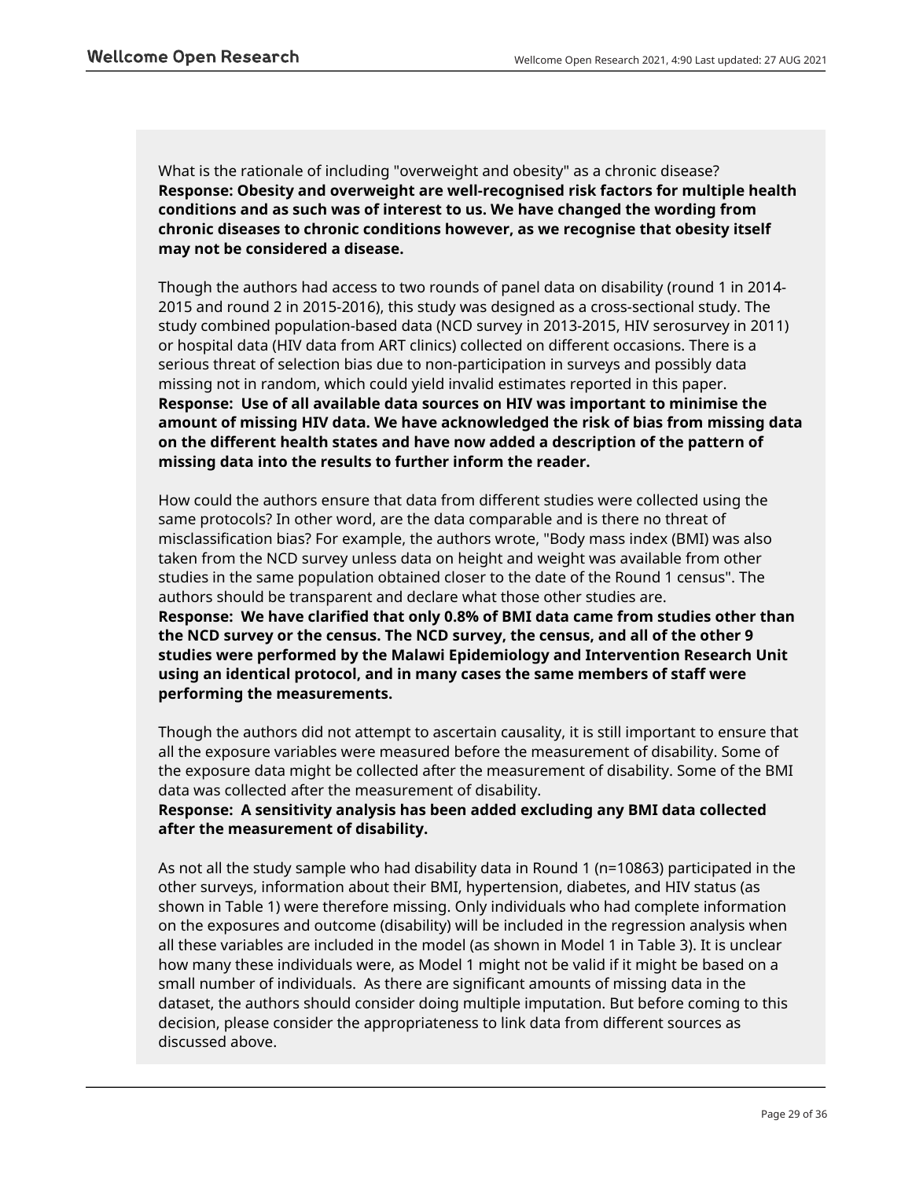What is the rationale of including "overweight and obesity" as a chronic disease?
**Response: Obesity and overweight are well-recognised risk factors for multiple health conditions and as such was of interest to us. We have changed the wording from chronic diseases to chronic conditions however, as we recognise that obesity itself may not be considered a disease.**

Though the authors had access to two rounds of panel data on disability (round 1 in 2014-2015 and round 2 in 2015-2016), this study was designed as a cross-sectional study. The study combined population-based data (NCD survey in 2013-2015, HIV serosurvey in 2011) or hospital data (HIV data from ART clinics) collected on different occasions. There is a serious threat of selection bias due to non-participation in surveys and possibly data missing not in random, which could yield invalid estimates reported in this paper.
**Response: Use of all available data sources on HIV was important to minimise the amount of missing HIV data. We have acknowledged the risk of bias from missing data on the different health states and have now added a description of the pattern of missing data into the results to further inform the reader.**

How could the authors ensure that data from different studies were collected using the same protocols? In other word, are the data comparable and is there no threat of misclassification bias? For example, the authors wrote, "Body mass index (BMI) was also taken from the NCD survey unless data on height and weight was available from other studies in the same population obtained closer to the date of the Round 1 census". The authors should be transparent and declare what those other studies are.
**Response: We have clarified that only 0.8% of BMI data came from studies other than the NCD survey or the census. The NCD survey, the census, and all of the other 9 studies were performed by the Malawi Epidemiology and Intervention Research Unit using an identical protocol, and in many cases the same members of staff were performing the measurements.**

Though the authors did not attempt to ascertain causality, it is still important to ensure that all the exposure variables were measured before the measurement of disability. Some of the exposure data might be collected after the measurement of disability. Some of the BMI data was collected after the measurement of disability.
**Response: A sensitivity analysis has been added excluding any BMI data collected after the measurement of disability.**

As not all the study sample who had disability data in Round 1 (n=10863) participated in the other surveys, information about their BMI, hypertension, diabetes, and HIV status (as shown in Table 1) were therefore missing. Only individuals who had complete information on the exposures and outcome (disability) will be included in the regression analysis when all these variables are included in the model (as shown in Model 1 in Table 3). It is unclear how many these individuals were, as Model 1 might not be valid if it might be based on a small number of individuals. As there are significant amounts of missing data in the dataset, the authors should consider doing multiple imputation. But before coming to this decision, please consider the appropriateness to link data from different sources as discussed above.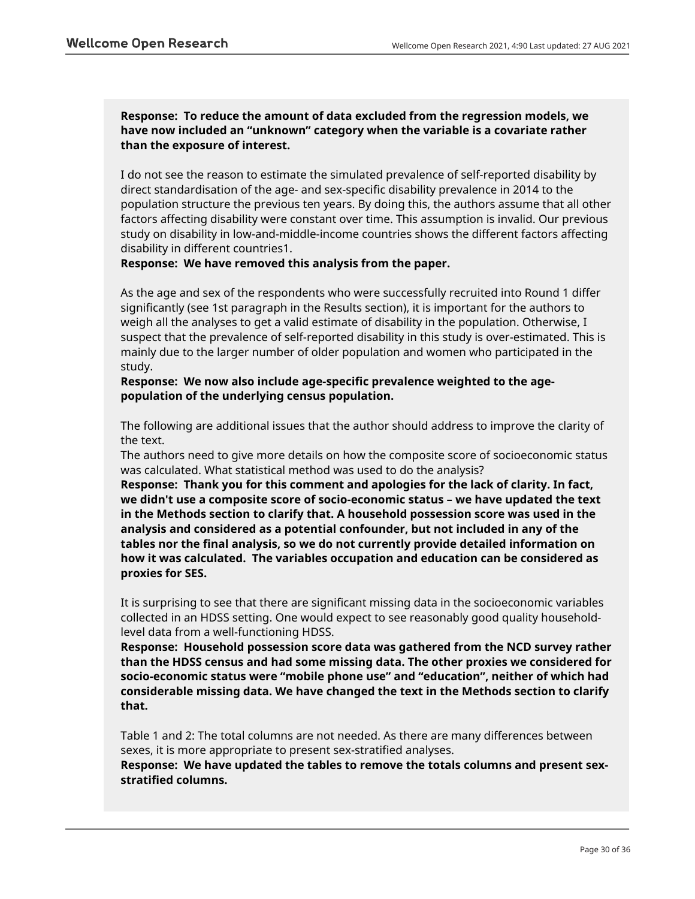**Response: To reduce the amount of data excluded from the regression models, we have now included an “unknown” category when the variable is a covariate rather than the exposure of interest.**

I do not see the reason to estimate the simulated prevalence of self-reported disability by direct standardisation of the age- and sex-specific disability prevalence in 2014 to the population structure the previous ten years. By doing this, the authors assume that all other factors affecting disability were constant over time. This assumption is invalid. Our previous study on disability in low-and-middle-income countries shows the different factors affecting disability in different countries1.
**Response: We have removed this analysis from the paper.**

As the age and sex of the respondents who were successfully recruited into Round 1 differ significantly (see 1st paragraph in the Results section), it is important for the authors to weigh all the analyses to get a valid estimate of disability in the population. Otherwise, I suspect that the prevalence of self-reported disability in this study is over-estimated. This is mainly due to the larger number of older population and women who participated in the study.
**Response: We now also include age-specific prevalence weighted to the age-population of the underlying census population.**

The following are additional issues that the author should address to improve the clarity of the text.
The authors need to give more details on how the composite score of socioeconomic status was calculated. What statistical method was used to do the analysis?
**Response: Thank you for this comment and apologies for the lack of clarity. In fact, we didn't use a composite score of socio-economic status – we have updated the text in the Methods section to clarify that. A household possession score was used in the analysis and considered as a potential confounder, but not included in any of the tables nor the final analysis, so we do not currently provide detailed information on how it was calculated. The variables occupation and education can be considered as proxies for SES.**

It is surprising to see that there are significant missing data in the socioeconomic variables collected in an HDSS setting. One would expect to see reasonably good quality household-level data from a well-functioning HDSS.
**Response: Household possession score data was gathered from the NCD survey rather than the HDSS census and had some missing data. The other proxies we considered for socio-economic status were “mobile phone use” and “education”, neither of which had considerable missing data. We have changed the text in the Methods section to clarify that.**

Table 1 and 2: The total columns are not needed. As there are many differences between sexes, it is more appropriate to present sex-stratified analyses.
**Response: We have updated the tables to remove the totals columns and present sex-stratified columns.**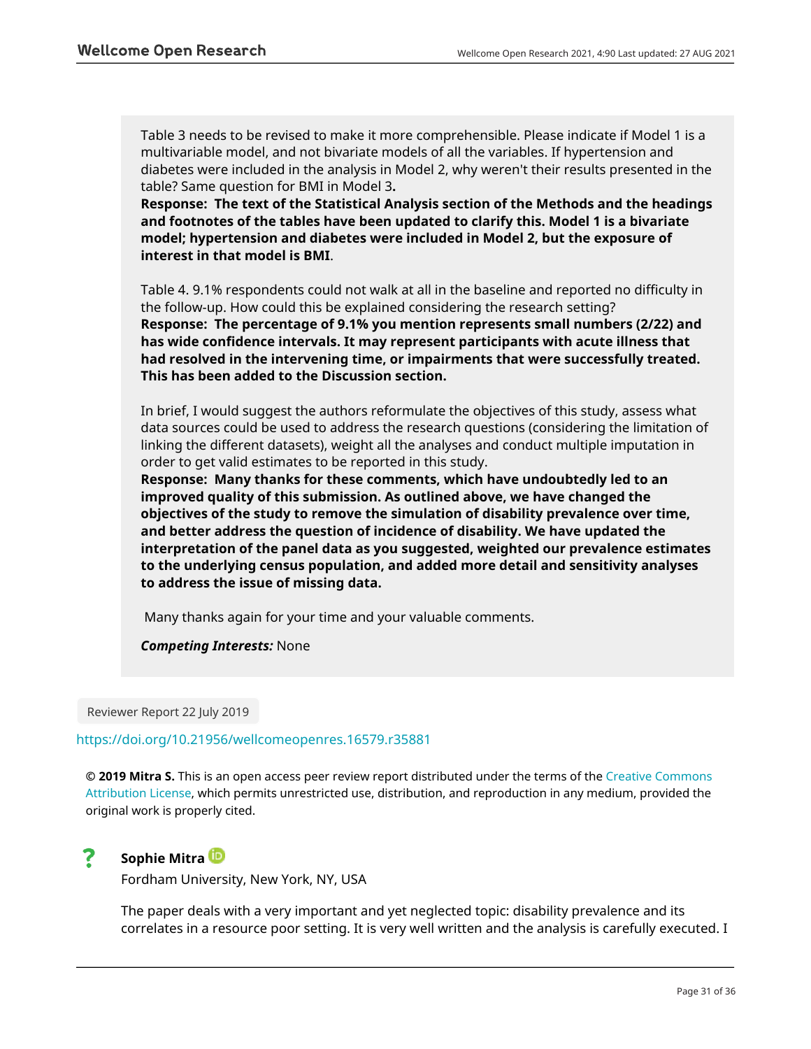Table 3 needs to be revised to make it more comprehensible. Please indicate if Model 1 is a multivariable model, and not bivariate models of all the variables. If hypertension and diabetes were included in the analysis in Model 2, why weren't their results presented in the table? Same question for BMI in Model 3**.**

**Response: The text of the Statistical Analysis section of the Methods and the headings and footnotes of the tables have been updated to clarify this. Model 1 is a bivariate model; hypertension and diabetes were included in Model 2, but the exposure of interest in that model is BMI**.

Table 4. 9.1% respondents could not walk at all in the baseline and reported no difficulty in the follow-up. How could this be explained considering the research setting?

**Response: The percentage of 9.1% you mention represents small numbers (2/22) and has wide confidence intervals. It may represent participants with acute illness that had resolved in the intervening time, or impairments that were successfully treated. This has been added to the Discussion section.**

In brief, I would suggest the authors reformulate the objectives of this study, assess what data sources could be used to address the research questions (considering the limitation of linking the different datasets), weight all the analyses and conduct multiple imputation in order to get valid estimates to be reported in this study.

**Response: Many thanks for these comments, which have undoubtedly led to an improved quality of this submission. As outlined above, we have changed the objectives of the study to remove the simulation of disability prevalence over time, and better address the question of incidence of disability. We have updated the interpretation of the panel data as you suggested, weighted our prevalence estimates to the underlying census population, and added more detail and sensitivity analyses to address the issue of missing data.**

Many thanks again for your time and your valuable comments.

***Competing Interests:*** None

Reviewer Report 22 July 2019

https://doi.org/10.21956/wellcomeopenres.16579.r35881

**© 2019 Mitra S.** This is an open access peer review report distributed under the terms of the Creative Commons Attribution License, which permits unrestricted use, distribution, and reproduction in any medium, provided the original work is properly cited.

? **Sophie Mitra**

Fordham University, New York, NY, USA

The paper deals with a very important and yet neglected topic: disability prevalence and its correlates in a resource poor setting. It is very well written and the analysis is carefully executed. I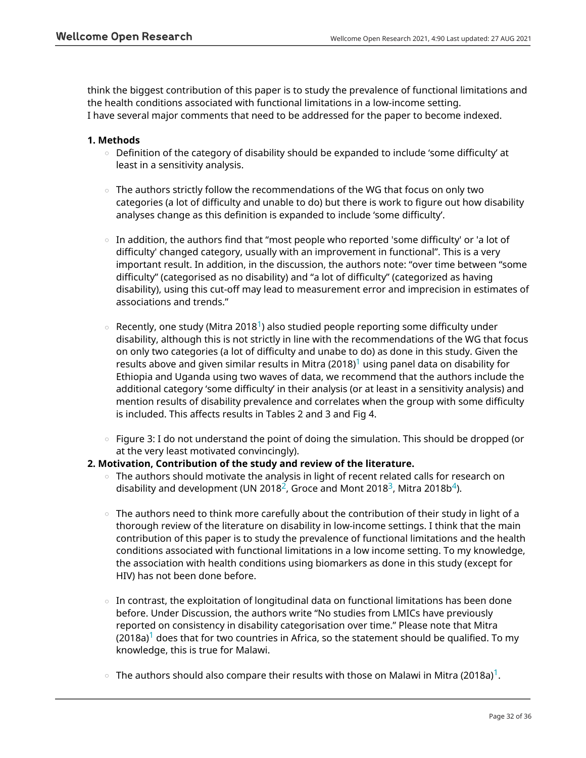think the biggest contribution of this paper is to study the prevalence of functional limitations and the health conditions associated with functional limitations in a low-income setting.
I have several major comments that need to be addressed for the paper to become indexed.

**1. Methods**

- Definition of the category of disability should be expanded to include 'some difficulty' at least in a sensitivity analysis.
- The authors strictly follow the recommendations of the WG that focus on only two categories (a lot of difficulty and unable to do) but there is work to figure out how disability analyses change as this definition is expanded to include 'some difficulty'.
- In addition, the authors find that "most people who reported 'some difficulty' or 'a lot of difficulty' changed category, usually with an improvement in functional". This is a very important result. In addition, in the discussion, the authors note: "over time between "some difficulty" (categorised as no disability) and "a lot of difficulty" (categorized as having disability), using this cut-off may lead to measurement error and imprecision in estimates of associations and trends."
- Recently, one study (Mitra 2018[1]) also studied people reporting some difficulty under disability, although this is not strictly in line with the recommendations of the WG that focus on only two categories (a lot of difficulty and unabe to do) as done in this study. Given the results above and given similar results in Mitra (2018)[1] using panel data on disability for Ethiopia and Uganda using two waves of data, we recommend that the authors include the additional category 'some difficulty' in their analysis (or at least in a sensitivity analysis) and mention results of disability prevalence and correlates when the group with some difficulty is included. This affects results in Tables 2 and 3 and Fig 4.
- Figure 3: I do not understand the point of doing the simulation. This should be dropped (or at the very least motivated convincingly).

**2. Motivation, Contribution of the study and review of the literature.**

- The authors should motivate the analysis in light of recent related calls for research on disability and development (UN 2018[2], Groce and Mont 2018[3], Mitra 2018b[4]).
- The authors need to think more carefully about the contribution of their study in light of a thorough review of the literature on disability in low-income settings. I think that the main contribution of this paper is to study the prevalence of functional limitations and the health conditions associated with functional limitations in a low income setting. To my knowledge, the association with health conditions using biomarkers as done in this study (except for HIV) has not been done before.
- In contrast, the exploitation of longitudinal data on functional limitations has been done before. Under Discussion, the authors write "No studies from LMICs have previously reported on consistency in disability categorisation over time." Please note that Mitra (2018a)[1] does that for two countries in Africa, so the statement should be qualified. To my knowledge, this is true for Malawi.
- The authors should also compare their results with those on Malawi in Mitra (2018a)[1].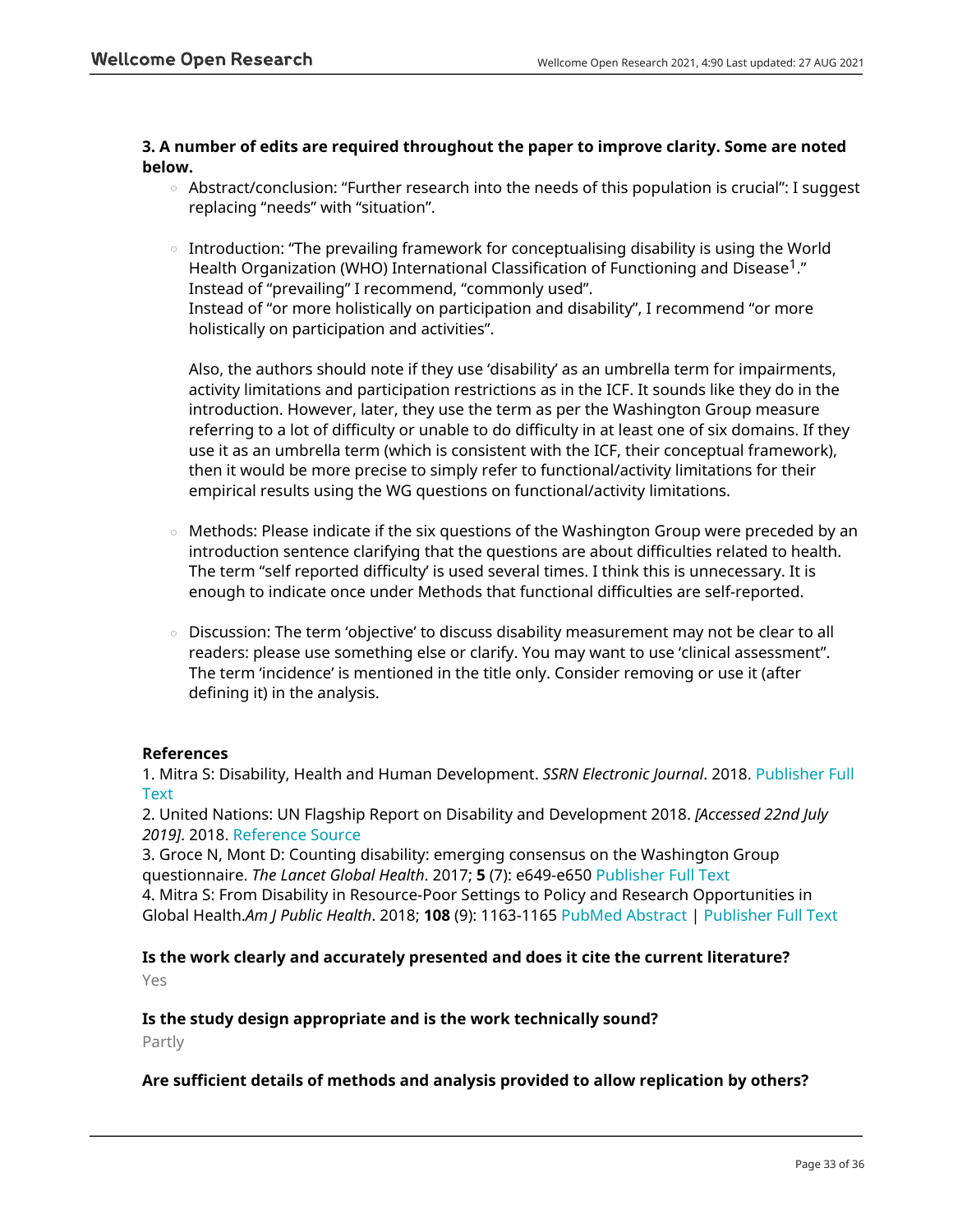**3. A number of edits are required throughout the paper to improve clarity. Some are noted below.**

- Abstract/conclusion: "Further research into the needs of this population is crucial": I suggest replacing "needs" with "situation".

- Introduction: "The prevailing framework for conceptualising disability is using the World Health Organization (WHO) International Classification of Functioning and Disease[1]." Instead of "prevailing" I recommend, "commonly used".
  Instead of "or more holistically on participation and disability", I recommend "or more holistically on participation and activities".

  Also, the authors should note if they use 'disability' as an umbrella term for impairments, activity limitations and participation restrictions as in the ICF. It sounds like they do in the introduction. However, later, they use the term as per the Washington Group measure referring to a lot of difficulty or unable to do difficulty in at least one of six domains. If they use it as an umbrella term (which is consistent with the ICF, their conceptual framework), then it would be more precise to simply refer to functional/activity limitations for their empirical results using the WG questions on functional/activity limitations.

- Methods: Please indicate if the six questions of the Washington Group were preceded by an introduction sentence clarifying that the questions are about difficulties related to health. The term "self reported difficulty' is used several times. I think this is unnecessary. It is enough to indicate once under Methods that functional difficulties are self-reported.

- Discussion: The term 'objective' to discuss disability measurement may not be clear to all readers: please use something else or clarify. You may want to use 'clinical assessment". The term 'incidence' is mentioned in the title only. Consider removing or use it (after defining it) in the analysis.

**References**

1. Mitra S: Disability, Health and Human Development. *SSRN Electronic Journal*. 2018. Publisher Full Text
2. United Nations: UN Flagship Report on Disability and Development 2018. *[Accessed 22nd July 2019]*. 2018. Reference Source
3. Groce N, Mont D: Counting disability: emerging consensus on the Washington Group questionnaire. *The Lancet Global Health*. 2017; **5** (7): e649-e650 Publisher Full Text
4. Mitra S: From Disability in Resource-Poor Settings to Policy and Research Opportunities in Global Health.*Am J Public Health*. 2018; **108** (9): 1163-1165 PubMed Abstract | Publisher Full Text

**Is the work clearly and accurately presented and does it cite the current literature?**

Yes

**Is the study design appropriate and is the work technically sound?**

Partly

**Are sufficient details of methods and analysis provided to allow replication by others?**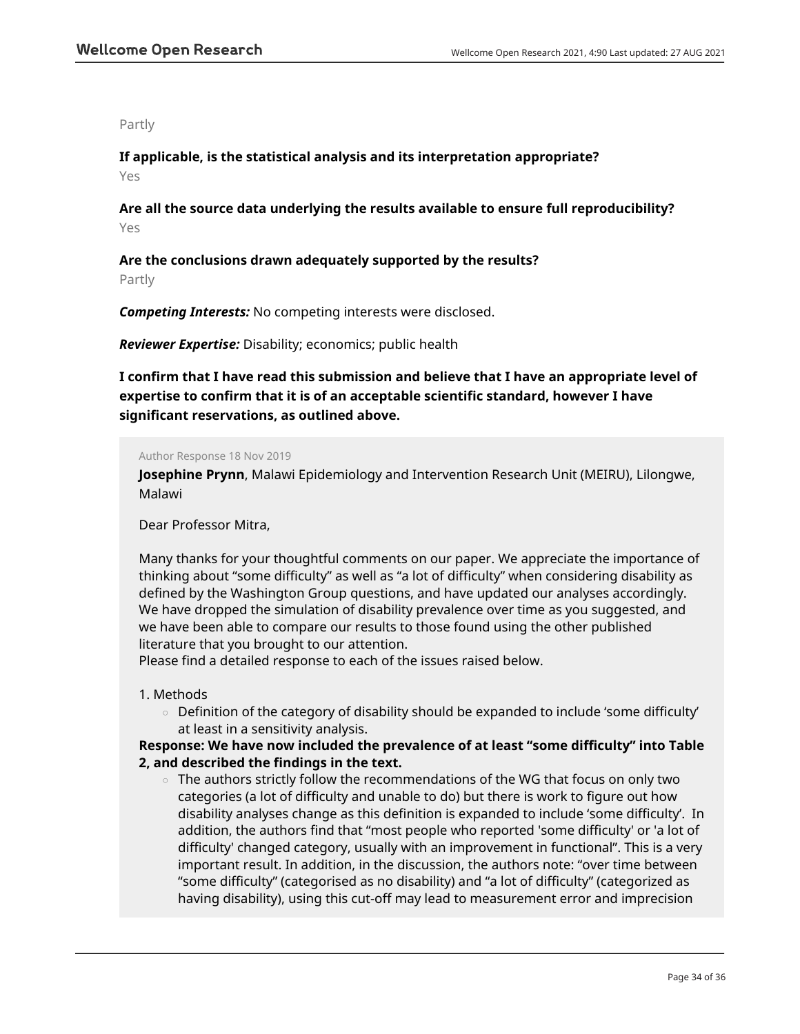Partly

**If applicable, is the statistical analysis and its interpretation appropriate?**

Yes

**Are all the source data underlying the results available to ensure full reproducibility?**

Yes

**Are the conclusions drawn adequately supported by the results?**

Partly

***Competing Interests:*** No competing interests were disclosed.

***Reviewer Expertise:*** Disability; economics; public health

**I confirm that I have read this submission and believe that I have an appropriate level of expertise to confirm that it is of an acceptable scientific standard, however I have significant reservations, as outlined above.**

Author Response 18 Nov 2019

**Josephine Prynn**, Malawi Epidemiology and Intervention Research Unit (MEIRU), Lilongwe, Malawi

Dear Professor Mitra,

Many thanks for your thoughtful comments on our paper. We appreciate the importance of thinking about "some difficulty" as well as "a lot of difficulty" when considering disability as defined by the Washington Group questions, and have updated our analyses accordingly. We have dropped the simulation of disability prevalence over time as you suggested, and we have been able to compare our results to those found using the other published literature that you brought to our attention.

Please find a detailed response to each of the issues raised below.

1. Methods
    - Definition of the category of disability should be expanded to include 'some difficulty' at least in a sensitivity analysis.

**Response: We have now included the prevalence of at least "some difficulty" into Table 2, and described the findings in the text.**

- The authors strictly follow the recommendations of the WG that focus on only two categories (a lot of difficulty and unable to do) but there is work to figure out how disability analyses change as this definition is expanded to include 'some difficulty'. In addition, the authors find that "most people who reported 'some difficulty' or 'a lot of difficulty' changed category, usually with an improvement in functional". This is a very important result. In addition, in the discussion, the authors note: "over time between "some difficulty" (categorised as no disability) and "a lot of difficulty" (categorized as having disability), using this cut-off may lead to measurement error and imprecision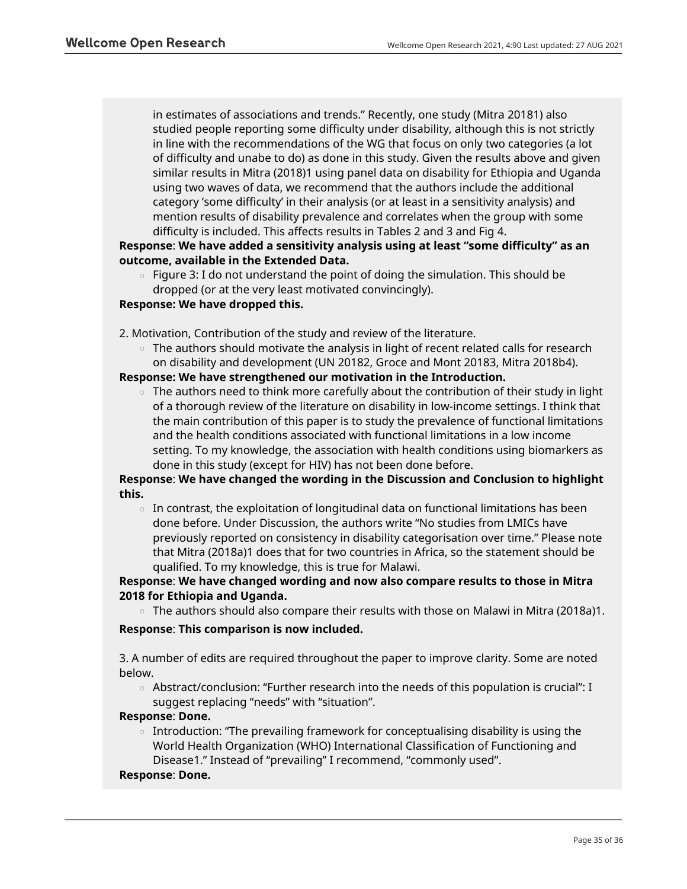- in estimates of associations and trends." Recently, one study (Mitra 2018[1]) also studied people reporting some difficulty under disability, although this is not strictly in line with the recommendations of the WG that focus on only two categories (a lot of difficulty and unabe to do) as done in this study. Given the results above and given similar results in Mitra (2018)[1] using panel data on disability for Ethiopia and Uganda using two waves of data, we recommend that the authors include the additional category 'some difficulty' in their analysis (or at least in a sensitivity analysis) and mention results of disability prevalence and correlates when the group with some difficulty is included. This affects results in Tables 2 and 3 and Fig 4.

**Response**: **We have added a sensitivity analysis using at least "some difficulty" as an outcome, available in the Extended Data.**

- Figure 3: I do not understand the point of doing the simulation. This should be dropped (or at the very least motivated convincingly).

**Response: We have dropped this.**

2. Motivation, Contribution of the study and review of the literature.

- The authors should motivate the analysis in light of recent related calls for research on disability and development (UN 2018[2], Groce and Mont 2018[3], Mitra 2018b[4]).

**Response: We have strengthened our motivation in the Introduction.**

- The authors need to think more carefully about the contribution of their study in light of a thorough review of the literature on disability in low-income settings. I think that the main contribution of this paper is to study the prevalence of functional limitations and the health conditions associated with functional limitations in a low income setting. To my knowledge, the association with health conditions using biomarkers as done in this study (except for HIV) has not been done before.

**Response**: **We have changed the wording in the Discussion and Conclusion to highlight this.**

- In contrast, the exploitation of longitudinal data on functional limitations has been done before. Under Discussion, the authors write "No studies from LMICs have previously reported on consistency in disability categorisation over time." Please note that Mitra (2018a)[1] does that for two countries in Africa, so the statement should be qualified. To my knowledge, this is true for Malawi.

**Response**: **We have changed wording and now also compare results to those in Mitra 2018 for Ethiopia and Uganda.**

- The authors should also compare their results with those on Malawi in Mitra (2018a)[1].

**Response**: **This comparison is now included.**

3. A number of edits are required throughout the paper to improve clarity. Some are noted below.

- Abstract/conclusion: "Further research into the needs of this population is crucial": I suggest replacing "needs" with "situation".

**Response**: **Done.**

- Introduction: "The prevailing framework for conceptualising disability is using the World Health Organization (WHO) International Classification of Functioning and Disease[1]." Instead of "prevailing" I recommend, "commonly used".

**Response**: **Done.**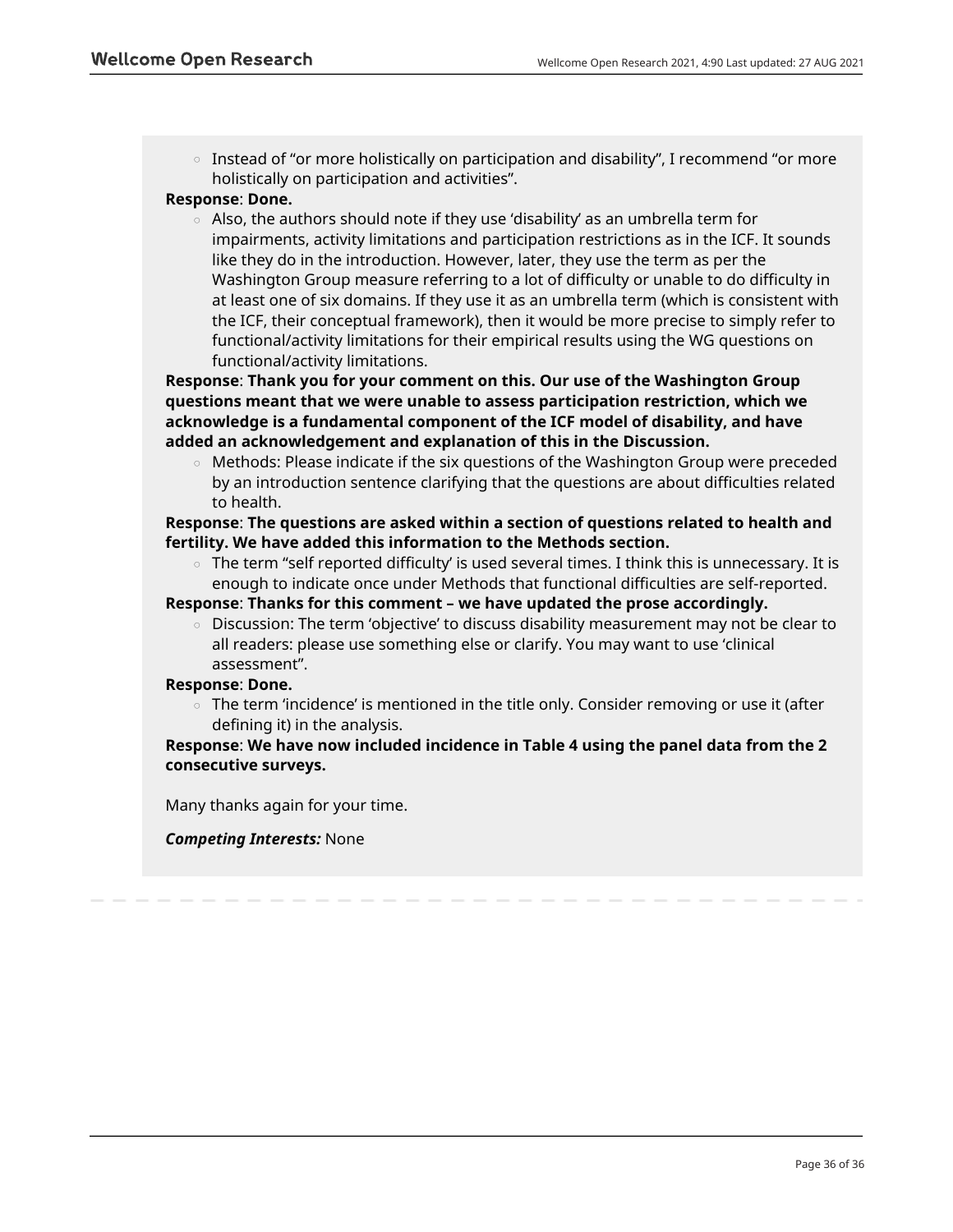- Instead of "or more holistically on participation and disability", I recommend "or more holistically on participation and activities".

**Response**: **Done.**

- Also, the authors should note if they use 'disability' as an umbrella term for impairments, activity limitations and participation restrictions as in the ICF. It sounds like they do in the introduction. However, later, they use the term as per the Washington Group measure referring to a lot of difficulty or unable to do difficulty in at least one of six domains. If they use it as an umbrella term (which is consistent with the ICF, their conceptual framework), then it would be more precise to simply refer to functional/activity limitations for their empirical results using the WG questions on functional/activity limitations.

**Response**: **Thank you for your comment on this. Our use of the Washington Group questions meant that we were unable to assess participation restriction, which we acknowledge is a fundamental component of the ICF model of disability, and have added an acknowledgement and explanation of this in the Discussion.**

- Methods: Please indicate if the six questions of the Washington Group were preceded by an introduction sentence clarifying that the questions are about difficulties related to health.

**Response**: **The questions are asked within a section of questions related to health and fertility. We have added this information to the Methods section.**

- The term "self reported difficulty' is used several times. I think this is unnecessary. It is enough to indicate once under Methods that functional difficulties are self-reported.

**Response**: **Thanks for this comment – we have updated the prose accordingly.**

- Discussion: The term 'objective' to discuss disability measurement may not be clear to all readers: please use something else or clarify. You may want to use 'clinical assessment".

**Response**: **Done.**

- The term 'incidence' is mentioned in the title only. Consider removing or use it (after defining it) in the analysis.

**Response**: **We have now included incidence in Table 4 using the panel data from the 2 consecutive surveys.**

Many thanks again for your time.

***Competing Interests:*** None